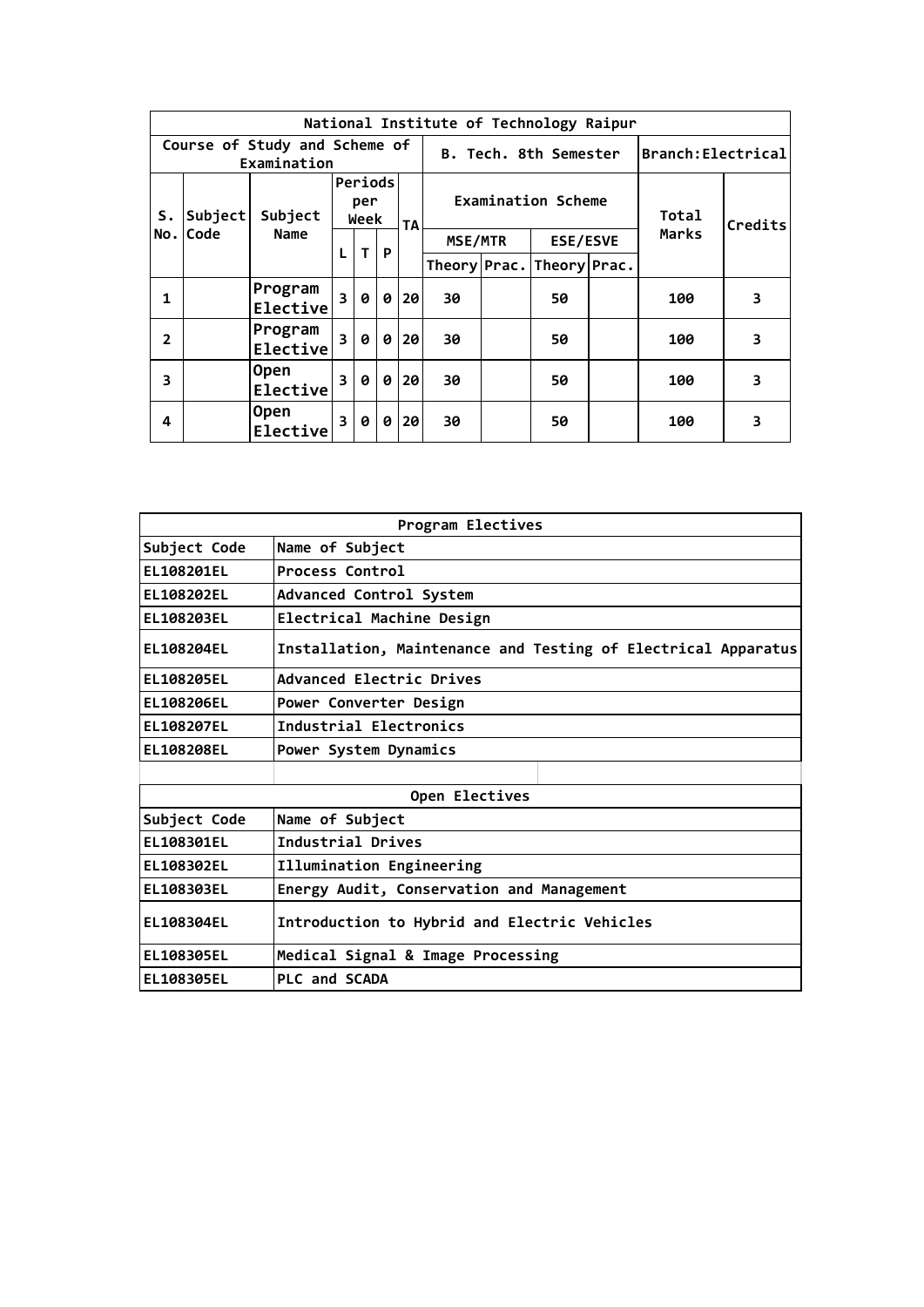| National Institute of Technology Raipur | | | | | | | | | | | | | |
|---|---|---|---|---|---|---|---|---|---|---|---|---|---|
| Course of Study and Scheme of Examination | | | | | | | B. Tech. 8th Semester | | | | Branch:Electrical | | |
| S. No. | Subject Code | Subject Name | Periods per Week | | | TA | Examination Scheme | | | | Total Marks | Credits |
| | | | L | T | P | | MSE/MTR | | ESE/ESVE | | | |
| | | | | | | | Theory | Prac. | Theory | Prac. | | |
| 1 | | Program Elective | 3 | 0 | 0 | 20 | 30 | | 50 | | 100 | 3 |
| 2 | | Program Elective | 3 | 0 | 0 | 20 | 30 | | 50 | | 100 | 3 |
| 3 | | Open Elective | 3 | 0 | 0 | 20 | 30 | | 50 | | 100 | 3 |
| 4 | | Open Elective | 3 | 0 | 0 | 20 | 30 | | 50 | | 100 | 3 |

| Program Electives | |
|---|---|
| Subject Code | Name of Subject |
| EL108201EL | Process Control |
| EL108202EL | Advanced Control System |
| EL108203EL | Electrical Machine Design |
| EL108204EL | Installation, Maintenance and Testing of Electrical Apparatus |
| EL108205EL | Advanced Electric Drives |
| EL108206EL | Power Converter Design |
| EL108207EL | Industrial Electronics |
| EL108208EL | Power System Dynamics |

| Open Electives | |
|---|---|
| Subject Code | Name of Subject |
| EL108301EL | Industrial Drives |
| EL108302EL | Illumination Engineering |
| EL108303EL | Energy Audit, Conservation and Management |
| EL108304EL | Introduction to Hybrid and Electric Vehicles |
| EL108305EL | Medical Signal & Image Processing |
| EL108305EL | PLC and SCADA |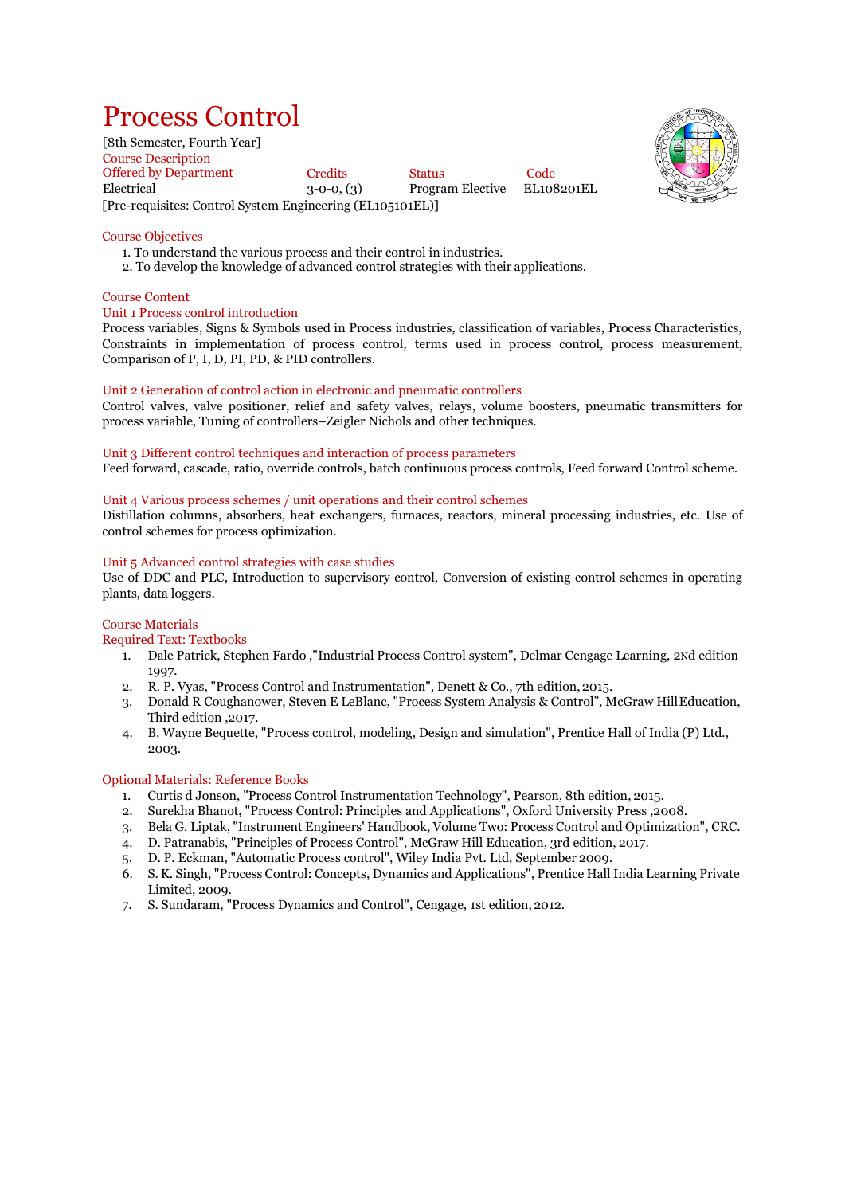# Process Control

[8th Semester, Fourth Year]

## Course Description

| Offered by Department | Credits | Status | Code |
|---|---|---|---|
| Electrical | 3-0-0, (3) | Program Elective | EL108201EL |

[Pre-requisites: Control System Engineering (EL105101EL)]

## Course Objectives

1. To understand the various process and their control in industries.
2. To develop the knowledge of advanced control strategies with their applications.

## Course Content

### Unit 1 Process control introduction

Process variables, Signs & Symbols used in Process industries, classification of variables, Process Characteristics, Constraints in implementation of process control, terms used in process control, process measurement, Comparison of P, I, D, PI, PD, & PID controllers.

### Unit 2 Generation of control action in electronic and pneumatic controllers

Control valves, valve positioner, relief and safety valves, relays, volume boosters, pneumatic transmitters for process variable, Tuning of controllers–Zeigler Nichols and other techniques.

### Unit 3 Different control techniques and interaction of process parameters

Feed forward, cascade, ratio, override controls, batch continuous process controls, Feed forward Control scheme.

### Unit 4 Various process schemes / unit operations and their control schemes

Distillation columns, absorbers, heat exchangers, furnaces, reactors, mineral processing industries, etc. Use of control schemes for process optimization.

### Unit 5 Advanced control strategies with case studies

Use of DDC and PLC, Introduction to supervisory control, Conversion of existing control schemes in operating plants, data loggers.

## Course Materials

### Required Text: Textbooks

1. Dale Patrick, Stephen Fardo ,"Industrial Process Control system", Delmar Cengage Learning, 2Nd edition 1997.
2. R. P. Vyas, "Process Control and Instrumentation", Denett & Co., 7th edition, 2015.
3. Donald R Coughanower, Steven E LeBlanc, "Process System Analysis & Control", McGraw Hill Education, Third edition ,2017.
4. B. Wayne Bequette, "Process control, modeling, Design and simulation", Prentice Hall of India (P) Ltd., 2003.

### Optional Materials: Reference Books

1. Curtis d Jonson, "Process Control Instrumentation Technology", Pearson, 8th edition, 2015.
2. Surekha Bhanot, "Process Control: Principles and Applications", Oxford University Press ,2008.
3. Bela G. Liptak, "Instrument Engineers' Handbook, Volume Two: Process Control and Optimization", CRC.
4. D. Patranabis, "Principles of Process Control", McGraw Hill Education, 3rd edition, 2017.
5. D. P. Eckman, "Automatic Process control", Wiley India Pvt. Ltd, September 2009.
6. S. K. Singh, "Process Control: Concepts, Dynamics and Applications", Prentice Hall India Learning Private Limited, 2009.
7. S. Sundaram, "Process Dynamics and Control", Cengage, 1st edition, 2012.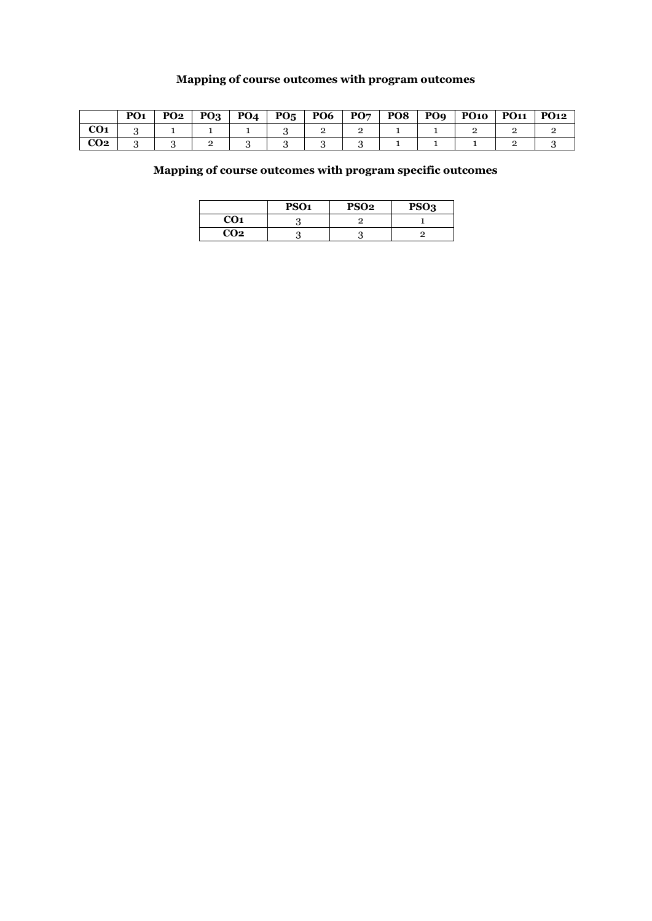## Mapping of course outcomes with program outcomes

| | PO1 | PO2 | PO3 | PO4 | PO5 | PO6 | PO7 | PO8 | PO9 | PO10 | PO11 | PO12 |
|---|---|---|---|---|---|---|---|---|---|---|---|---|
| **CO1** | 3 | 1 | 1 | 1 | 3 | 2 | 2 | 1 | 1 | 2 | 2 | 2 |
| **CO2** | 3 | 3 | 2 | 3 | 3 | 3 | 3 | 1 | 1 | 1 | 2 | 3 |

## Mapping of course outcomes with program specific outcomes

| | PSO1 | PSO2 | PSO3 |
|---|---|---|---|
| **CO1** | 3 | 2 | 1 |
| **CO2** | 3 | 3 | 2 |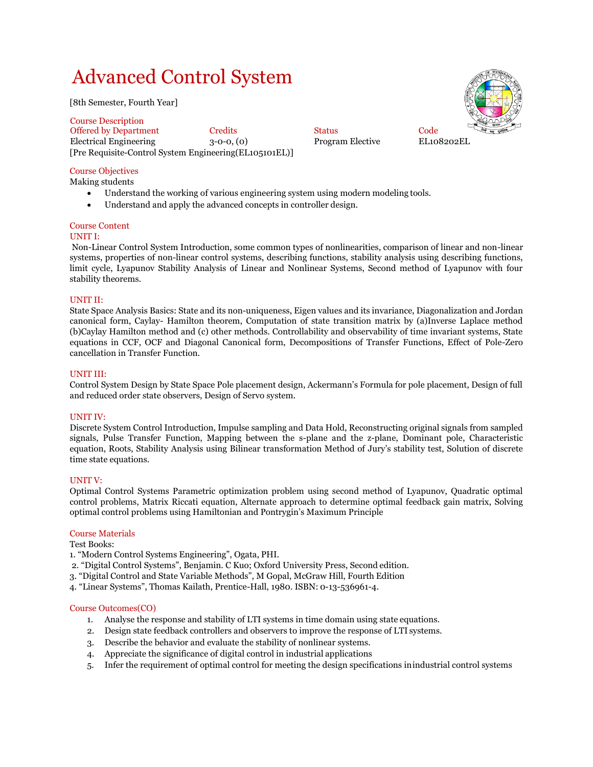# Advanced Control System

[8th Semester, Fourth Year]

Course Description

| Offered by Department | Credits | Status | Code |
|---|---|---|---|
| Electrical Engineering | 3-0-0, (0) | Program Elective | EL108202EL |

[Pre Requisite-Control System Engineering(EL105101EL)]

Course Objectives

Making students

- Understand the working of various engineering system using modern modeling tools.
- Understand and apply the advanced concepts in controller design.

Course Content

UNIT I:

Non-Linear Control System Introduction, some common types of nonlinearities, comparison of linear and non-linear systems, properties of non-linear control systems, describing functions, stability analysis using describing functions, limit cycle, Lyapunov Stability Analysis of Linear and Nonlinear Systems, Second method of Lyapunov with four stability theorems.

UNIT II:

State Space Analysis Basics: State and its non-uniqueness, Eigen values and its invariance, Diagonalization and Jordan canonical form, Caylay- Hamilton theorem, Computation of state transition matrix by (a)Inverse Laplace method (b)Caylay Hamilton method and (c) other methods. Controllability and observability of time invariant systems, State equations in CCF, OCF and Diagonal Canonical form, Decompositions of Transfer Functions, Effect of Pole-Zero cancellation in Transfer Function.

UNIT III:

Control System Design by State Space Pole placement design, Ackermann's Formula for pole placement, Design of full and reduced order state observers, Design of Servo system.

UNIT IV:

Discrete System Control Introduction, Impulse sampling and Data Hold, Reconstructing original signals from sampled signals, Pulse Transfer Function, Mapping between the s-plane and the z-plane, Dominant pole, Characteristic equation, Roots, Stability Analysis using Bilinear transformation Method of Jury's stability test, Solution of discrete time state equations.

UNIT V:

Optimal Control Systems Parametric optimization problem using second method of Lyapunov, Quadratic optimal control problems, Matrix Riccati equation, Alternate approach to determine optimal feedback gain matrix, Solving optimal control problems using Hamiltonian and Pontrygin's Maximum Principle

Course Materials

Test Books:

1. "Modern Control Systems Engineering", Ogata, PHI.
2. "Digital Control Systems", Benjamin. C Kuo; Oxford University Press, Second edition.
3. "Digital Control and State Variable Methods", M Gopal, McGraw Hill, Fourth Edition
4. "Linear Systems", Thomas Kailath, Prentice-Hall, 1980. ISBN: 0-13-536961-4.

Course Outcomes(CO)

1. Analyse the response and stability of LTI systems in time domain using state equations.
2. Design state feedback controllers and observers to improve the response of LTI systems.
3. Describe the behavior and evaluate the stability of nonlinear systems.
4. Appreciate the significance of digital control in industrial applications
5. Infer the requirement of optimal control for meeting the design specifications inindustrial control systems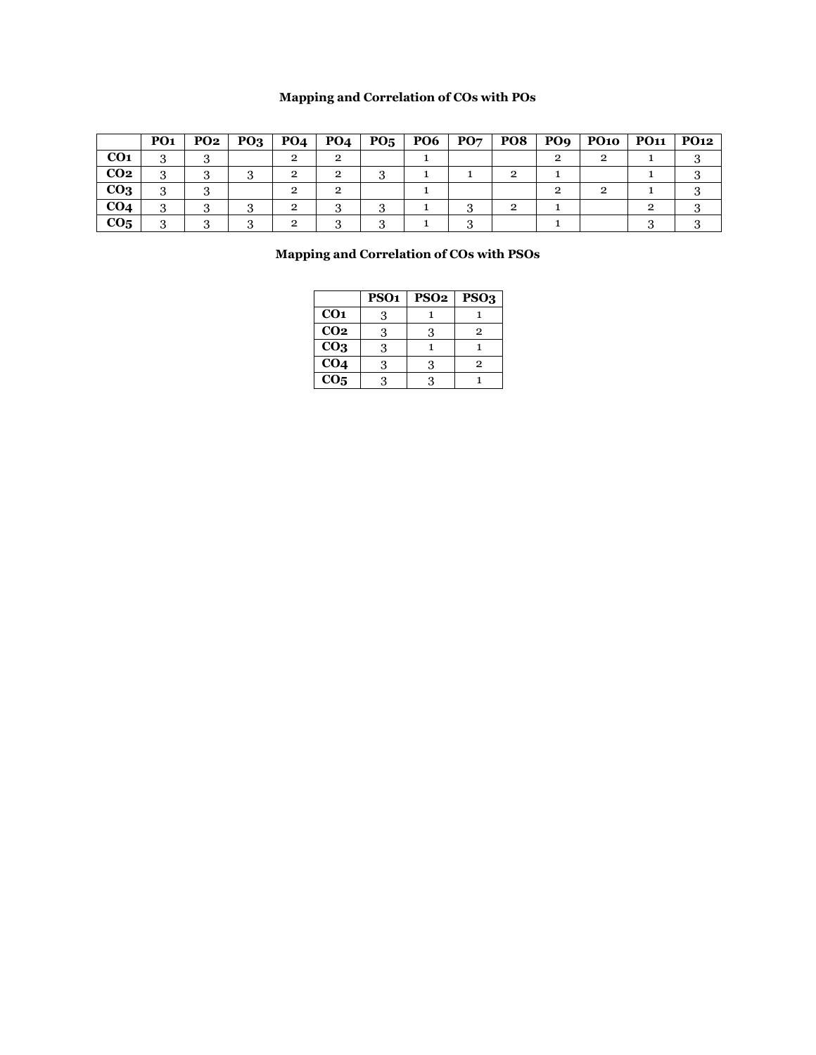**Mapping and Correlation of COs with POs**

| | PO1 | PO2 | PO3 | PO4 | PO4 | PO5 | PO6 | PO7 | PO8 | PO9 | PO10 | PO11 | PO12 |
|---|---|---|---|---|---|---|---|---|---|---|---|---|---|
| **CO1** | 3 | 3 | | 2 | 2 | | 1 | | | 2 | 2 | 1 | 3 |
| **CO2** | 3 | 3 | 3 | 2 | 2 | 3 | 1 | 1 | 2 | 1 | | 1 | 3 |
| **CO3** | 3 | 3 | | 2 | 2 | | 1 | | | 2 | 2 | 1 | 3 |
| **CO4** | 3 | 3 | 3 | 2 | 3 | 3 | 1 | 3 | 2 | 1 | | 2 | 3 |
| **CO5** | 3 | 3 | 3 | 2 | 3 | 3 | 1 | 3 | | 1 | | 3 | 3 |

**Mapping and Correlation of COs with PSOs**

| | PSO1 | PSO2 | PSO3 |
|---|---|---|---|
| **CO1** | 3 | 1 | 1 |
| **CO2** | 3 | 3 | 2 |
| **CO3** | 3 | 1 | 1 |
| **CO4** | 3 | 3 | 2 |
| **CO5** | 3 | 3 | 1 |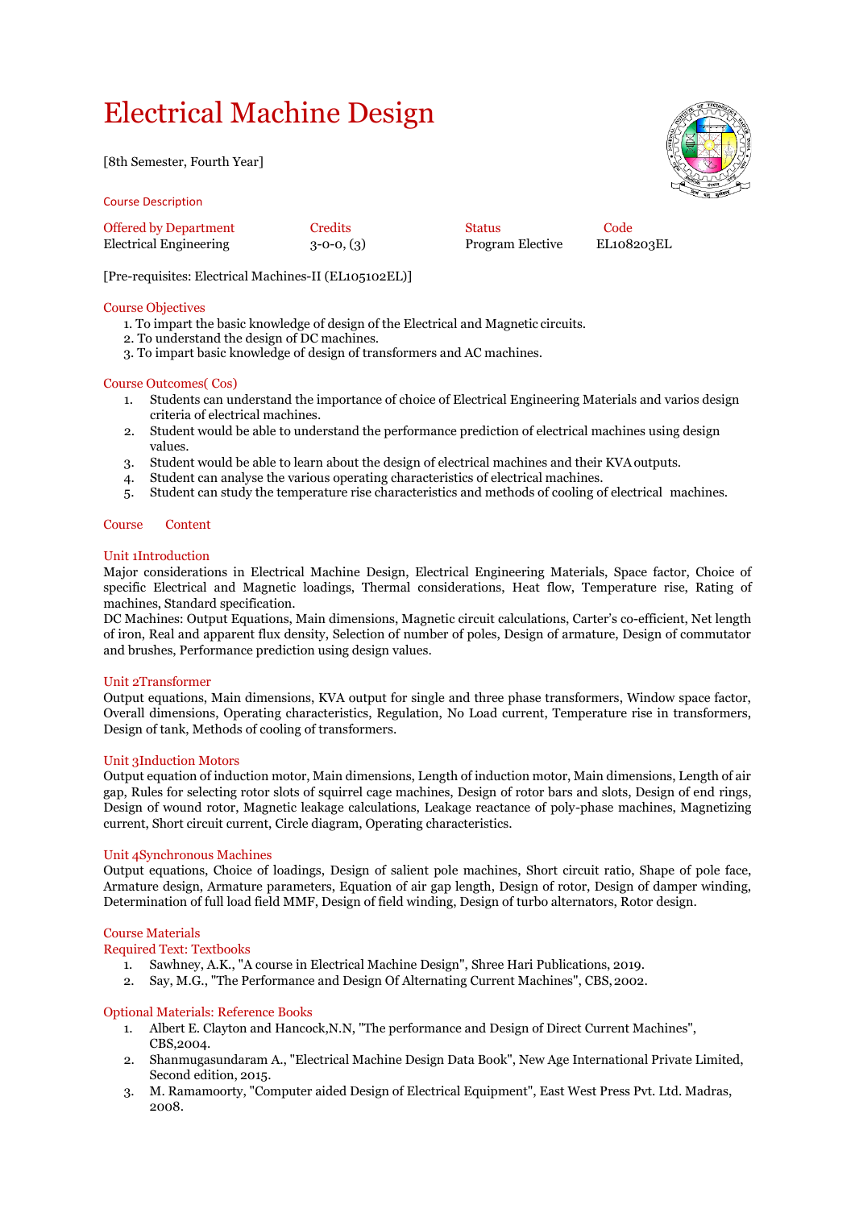# Electrical Machine Design

[8th Semester, Fourth Year]

Course Description

| Offered by Department | Credits | Status | Code |
|---|---|---|---|
| Electrical Engineering | 3-0-0, (3) | Program Elective | EL108203EL |

[Pre-requisites: Electrical Machines-II (EL105102EL)]

## Course Objectives

1. To impart the basic knowledge of design of the Electrical and Magnetic circuits.
2. To understand the design of DC machines.
3. To impart basic knowledge of design of transformers and AC machines.

## Course Outcomes( Cos)

1. Students can understand the importance of choice of Electrical Engineering Materials and varios design criteria of electrical machines.
2. Student would be able to understand the performance prediction of electrical machines using design values.
3. Student would be able to learn about the design of electrical machines and their KVA outputs.
4. Student can analyse the various operating characteristics of electrical machines.
5. Student can study the temperature rise characteristics and methods of cooling of electrical machines.

## Course Content

### Unit 1Introduction

Major considerations in Electrical Machine Design, Electrical Engineering Materials, Space factor, Choice of specific Electrical and Magnetic loadings, Thermal considerations, Heat flow, Temperature rise, Rating of machines, Standard specification.

DC Machines: Output Equations, Main dimensions, Magnetic circuit calculations, Carter's co-efficient, Net length of iron, Real and apparent flux density, Selection of number of poles, Design of armature, Design of commutator and brushes, Performance prediction using design values.

### Unit 2Transformer

Output equations, Main dimensions, KVA output for single and three phase transformers, Window space factor, Overall dimensions, Operating characteristics, Regulation, No Load current, Temperature rise in transformers, Design of tank, Methods of cooling of transformers.

### Unit 3Induction Motors

Output equation of induction motor, Main dimensions, Length of induction motor, Main dimensions, Length of air gap, Rules for selecting rotor slots of squirrel cage machines, Design of rotor bars and slots, Design of end rings, Design of wound rotor, Magnetic leakage calculations, Leakage reactance of poly-phase machines, Magnetizing current, Short circuit current, Circle diagram, Operating characteristics.

### Unit 4Synchronous Machines

Output equations, Choice of loadings, Design of salient pole machines, Short circuit ratio, Shape of pole face, Armature design, Armature parameters, Equation of air gap length, Design of rotor, Design of damper winding, Determination of full load field MMF, Design of field winding, Design of turbo alternators, Rotor design.

## Course Materials

### Required Text: Textbooks

1. Sawhney, A.K., "A course in Electrical Machine Design", Shree Hari Publications, 2019.
2. Say, M.G., "The Performance and Design Of Alternating Current Machines", CBS, 2002.

### Optional Materials: Reference Books

1. Albert E. Clayton and Hancock,N.N, "The performance and Design of Direct Current Machines", CBS,2004.
2. Shanmugasundaram A., "Electrical Machine Design Data Book", New Age International Private Limited, Second edition, 2015.
3. M. Ramamoorty, "Computer aided Design of Electrical Equipment", East West Press Pvt. Ltd. Madras, 2008.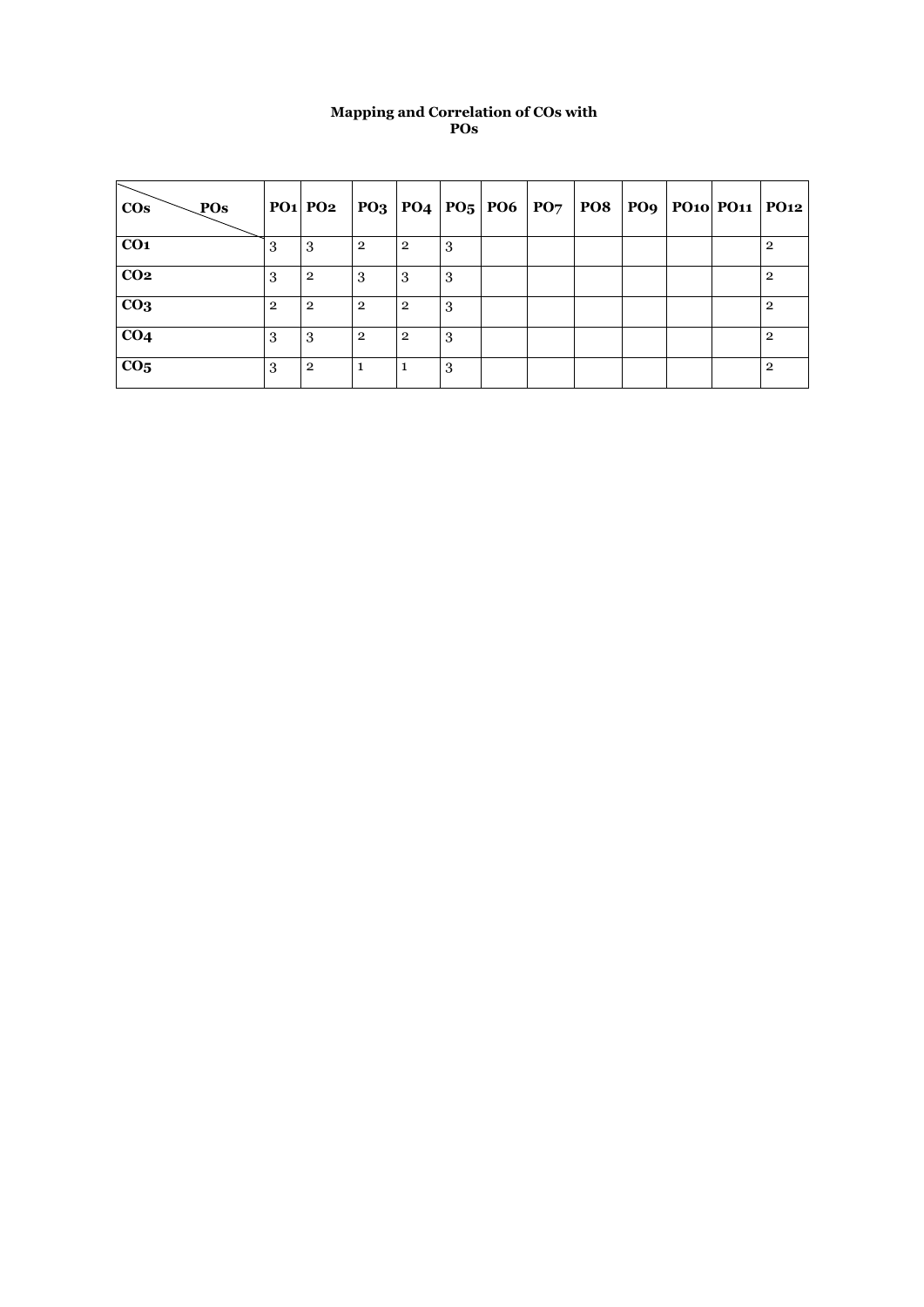**Mapping and Correlation of COs with POs**

| COs \ POs | PO1 | PO2 | PO3 | PO4 | PO5 | PO6 | PO7 | PO8 | PO9 | PO10 | PO11 | PO12 |
|---|---|---|---|---|---|---|---|---|---|---|---|---|
| **CO1** | 3 | 3 | 2 | 2 | 3 | | | | | | | 2 |
| **CO2** | 3 | 2 | 3 | 3 | 3 | | | | | | | 2 |
| **CO3** | 2 | 2 | 2 | 2 | 3 | | | | | | | 2 |
| **CO4** | 3 | 3 | 2 | 2 | 3 | | | | | | | 2 |
| **CO5** | 3 | 2 | 1 | 1 | 3 | | | | | | | 2 |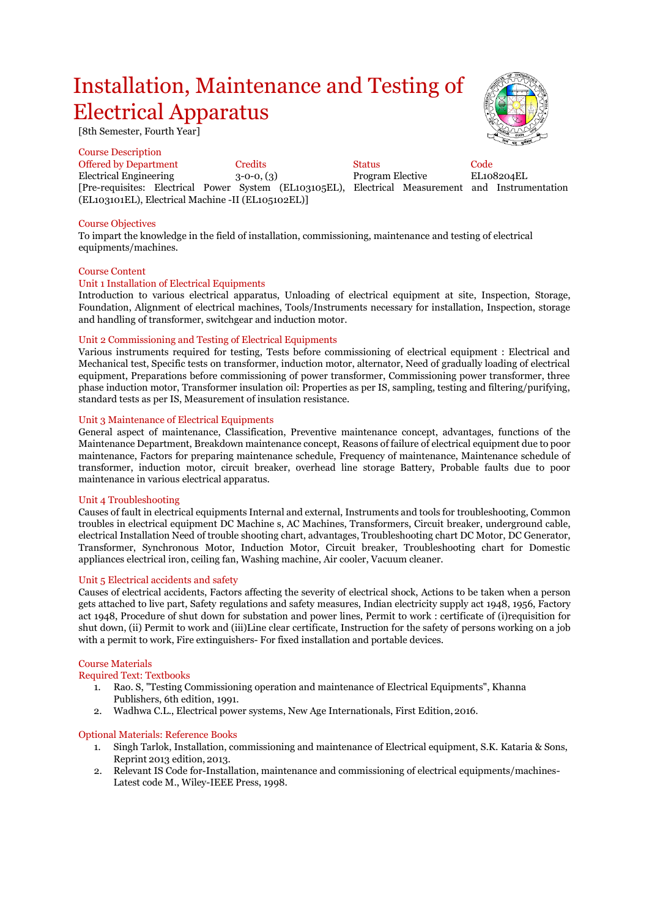# Installation, Maintenance and Testing of Electrical Apparatus

[8th Semester, Fourth Year]

## Course Description

| Offered by Department | Credits | Status | Code |
|---|---|---|---|
| Electrical Engineering | 3-0-0, (3) | Program Elective | EL108204EL |

[Pre-requisites: Electrical Power System (EL103105EL), Electrical Measurement and Instrumentation (EL103101EL), Electrical Machine -II (EL105102EL)]

## Course Objectives

To impart the knowledge in the field of installation, commissioning, maintenance and testing of electrical equipments/machines.

## Course Content

### Unit 1 Installation of Electrical Equipments

Introduction to various electrical apparatus, Unloading of electrical equipment at site, Inspection, Storage, Foundation, Alignment of electrical machines, Tools/Instruments necessary for installation, Inspection, storage and handling of transformer, switchgear and induction motor.

### Unit 2 Commissioning and Testing of Electrical Equipments

Various instruments required for testing, Tests before commissioning of electrical equipment : Electrical and Mechanical test, Specific tests on transformer, induction motor, alternator, Need of gradually loading of electrical equipment, Preparations before commissioning of power transformer, Commissioning power transformer, three phase induction motor, Transformer insulation oil: Properties as per IS, sampling, testing and filtering/purifying, standard tests as per IS, Measurement of insulation resistance.

### Unit 3 Maintenance of Electrical Equipments

General aspect of maintenance, Classification, Preventive maintenance concept, advantages, functions of the Maintenance Department, Breakdown maintenance concept, Reasons of failure of electrical equipment due to poor maintenance, Factors for preparing maintenance schedule, Frequency of maintenance, Maintenance schedule of transformer, induction motor, circuit breaker, overhead line storage Battery, Probable faults due to poor maintenance in various electrical apparatus.

### Unit 4 Troubleshooting

Causes of fault in electrical equipments Internal and external, Instruments and tools for troubleshooting, Common troubles in electrical equipment DC Machine s, AC Machines, Transformers, Circuit breaker, underground cable, electrical Installation Need of trouble shooting chart, advantages, Troubleshooting chart DC Motor, DC Generator, Transformer, Synchronous Motor, Induction Motor, Circuit breaker, Troubleshooting chart for Domestic appliances electrical iron, ceiling fan, Washing machine, Air cooler, Vacuum cleaner.

### Unit 5 Electrical accidents and safety

Causes of electrical accidents, Factors affecting the severity of electrical shock, Actions to be taken when a person gets attached to live part, Safety regulations and safety measures, Indian electricity supply act 1948, 1956, Factory act 1948, Procedure of shut down for substation and power lines, Permit to work : certificate of (i)requisition for shut down, (ii) Permit to work and (iii)Line clear certificate, Instruction for the safety of persons working on a job with a permit to work, Fire extinguishers- For fixed installation and portable devices.

## Course Materials

### Required Text: Textbooks

1. Rao. S, "Testing Commissioning operation and maintenance of Electrical Equipments", Khanna Publishers, 6th edition, 1991.
2. Wadhwa C.L., Electrical power systems, New Age Internationals, First Edition, 2016.

### Optional Materials: Reference Books

1. Singh Tarlok, Installation, commissioning and maintenance of Electrical equipment, S.K. Kataria & Sons, Reprint 2013 edition, 2013.
2. Relevant IS Code for-Installation, maintenance and commissioning of electrical equipments/machines- Latest code M., Wiley-IEEE Press, 1998.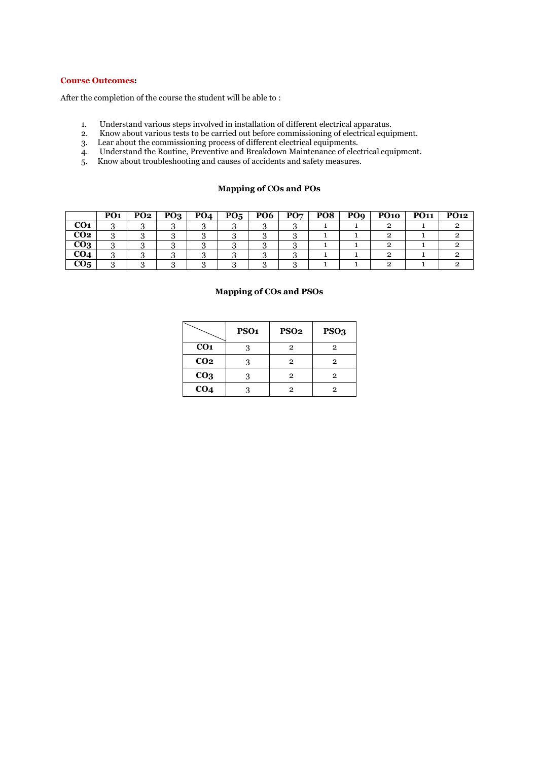**Course Outcomes:**

After the completion of the course the student will be able to :

1. Understand various steps involved in installation of different electrical apparatus.
2. Know about various tests to be carried out before commissioning of electrical equipment.
3. Lear about the commissioning process of different electrical equipments.
4. Understand the Routine, Preventive and Breakdown Maintenance of electrical equipment.
5. Know about troubleshooting and causes of accidents and safety measures.

**Mapping of COs and POs**

| | PO1 | PO2 | PO3 | PO4 | PO5 | PO6 | PO7 | PO8 | PO9 | PO10 | PO11 | PO12 |
|---|---|---|---|---|---|---|---|---|---|---|---|---|
| **CO1** | 3 | 3 | 3 | 3 | 3 | 3 | 3 | 1 | 1 | 2 | 1 | 2 |
| **CO2** | 3 | 3 | 3 | 3 | 3 | 3 | 3 | 1 | 1 | 2 | 1 | 2 |
| **CO3** | 3 | 3 | 3 | 3 | 3 | 3 | 3 | 1 | 1 | 2 | 1 | 2 |
| **CO4** | 3 | 3 | 3 | 3 | 3 | 3 | 3 | 1 | 1 | 2 | 1 | 2 |
| **CO5** | 3 | 3 | 3 | 3 | 3 | 3 | 3 | 1 | 1 | 2 | 1 | 2 |

**Mapping of COs and PSOs**

| | PSO1 | PSO2 | PSO3 |
|---|---|---|---|
| **CO1** | 3 | 2 | 2 |
| **CO2** | 3 | 2 | 2 |
| **CO3** | 3 | 2 | 2 |
| **CO4** | 3 | 2 | 2 |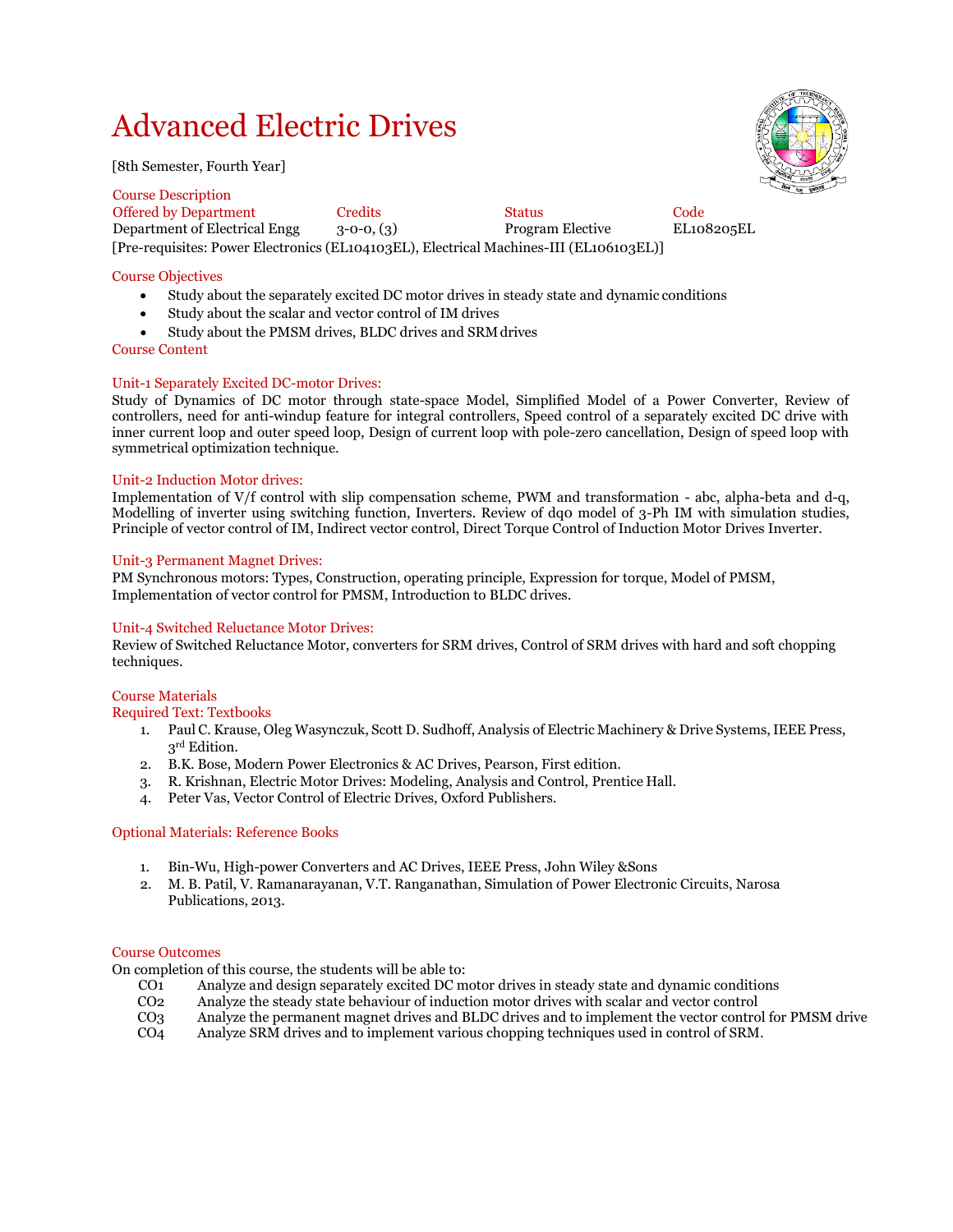# Advanced Electric Drives

[8th Semester, Fourth Year]

Course Description

| Offered by Department | Credits | Status | Code |
| --- | --- | --- | --- |
| Department of Electrical Engg | 3-0-0, (3) | Program Elective | EL108205EL |

[Pre-requisites: Power Electronics (EL104103EL), Electrical Machines-III (EL106103EL)]

## Course Objectives

- Study about the separately excited DC motor drives in steady state and dynamic conditions
- Study about the scalar and vector control of IM drives
- Study about the PMSM drives, BLDC drives and SRM drives

## Course Content

### Unit-1 Separately Excited DC-motor Drives:

Study of Dynamics of DC motor through state-space Model, Simplified Model of a Power Converter, Review of controllers, need for anti-windup feature for integral controllers, Speed control of a separately excited DC drive with inner current loop and outer speed loop, Design of current loop with pole-zero cancellation, Design of speed loop with symmetrical optimization technique.

### Unit-2 Induction Motor drives:

Implementation of V/f control with slip compensation scheme, PWM and transformation - abc, alpha-beta and d-q, Modelling of inverter using switching function, Inverters. Review of dq0 model of 3-Ph IM with simulation studies, Principle of vector control of IM, Indirect vector control, Direct Torque Control of Induction Motor Drives Inverter.

### Unit-3 Permanent Magnet Drives:

PM Synchronous motors: Types, Construction, operating principle, Expression for torque, Model of PMSM, Implementation of vector control for PMSM, Introduction to BLDC drives.

### Unit-4 Switched Reluctance Motor Drives:

Review of Switched Reluctance Motor, converters for SRM drives, Control of SRM drives with hard and soft chopping techniques.

## Course Materials

### Required Text: Textbooks

1. Paul C. Krause, Oleg Wasynczuk, Scott D. Sudhoff, Analysis of Electric Machinery & Drive Systems, IEEE Press, 3rd Edition.
2. B.K. Bose, Modern Power Electronics & AC Drives, Pearson, First edition.
3. R. Krishnan, Electric Motor Drives: Modeling, Analysis and Control, Prentice Hall.
4. Peter Vas, Vector Control of Electric Drives, Oxford Publishers.

### Optional Materials: Reference Books

1. Bin-Wu, High-power Converters and AC Drives, IEEE Press, John Wiley &Sons
2. M. B. Patil, V. Ramanarayanan, V.T. Ranganathan, Simulation of Power Electronic Circuits, Narosa Publications, 2013.

## Course Outcomes

On completion of this course, the students will be able to:

- CO1 Analyze and design separately excited DC motor drives in steady state and dynamic conditions
- CO2 Analyze the steady state behaviour of induction motor drives with scalar and vector control
- CO3 Analyze the permanent magnet drives and BLDC drives and to implement the vector control for PMSM drive
- CO4 Analyze SRM drives and to implement various chopping techniques used in control of SRM.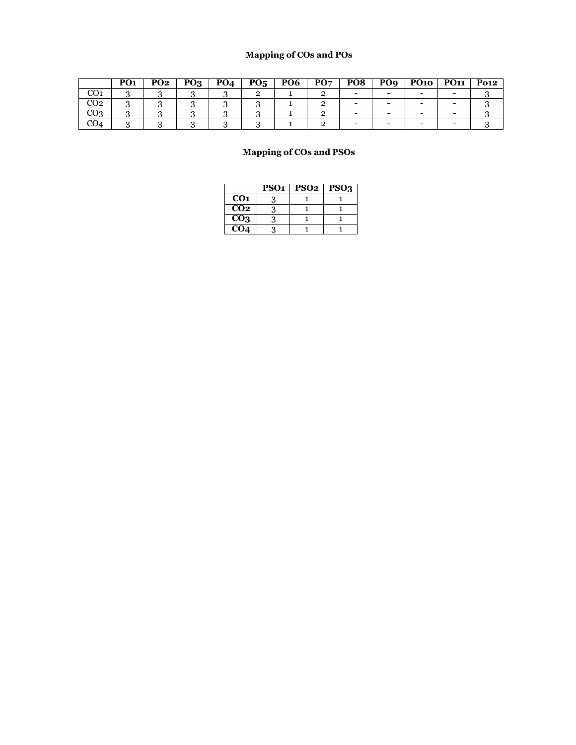**Mapping of COs and POs**

| | PO1 | PO2 | PO3 | PO4 | PO5 | PO6 | PO7 | PO8 | PO9 | PO10 | PO11 | Po12 |
|---|---|---|---|---|---|---|---|---|---|---|---|---|
| CO1 | 3 | 3 | 3 | 3 | 2 | 1 | 2 | - | - | - | - | 3 |
| CO2 | 3 | 3 | 3 | 3 | 3 | 1 | 2 | - | - | - | - | 3 |
| CO3 | 3 | 3 | 3 | 3 | 3 | 1 | 2 | - | - | - | - | 3 |
| CO4 | 3 | 3 | 3 | 3 | 3 | 1 | 2 | - | - | - | - | 3 |

**Mapping of COs and PSOs**

| | PSO1 | PSO2 | PSO3 |
|---|---|---|---|
| **CO1** | 3 | 1 | 1 |
| **CO2** | 3 | 1 | 1 |
| **CO3** | 3 | 1 | 1 |
| **CO4** | 3 | 1 | 1 |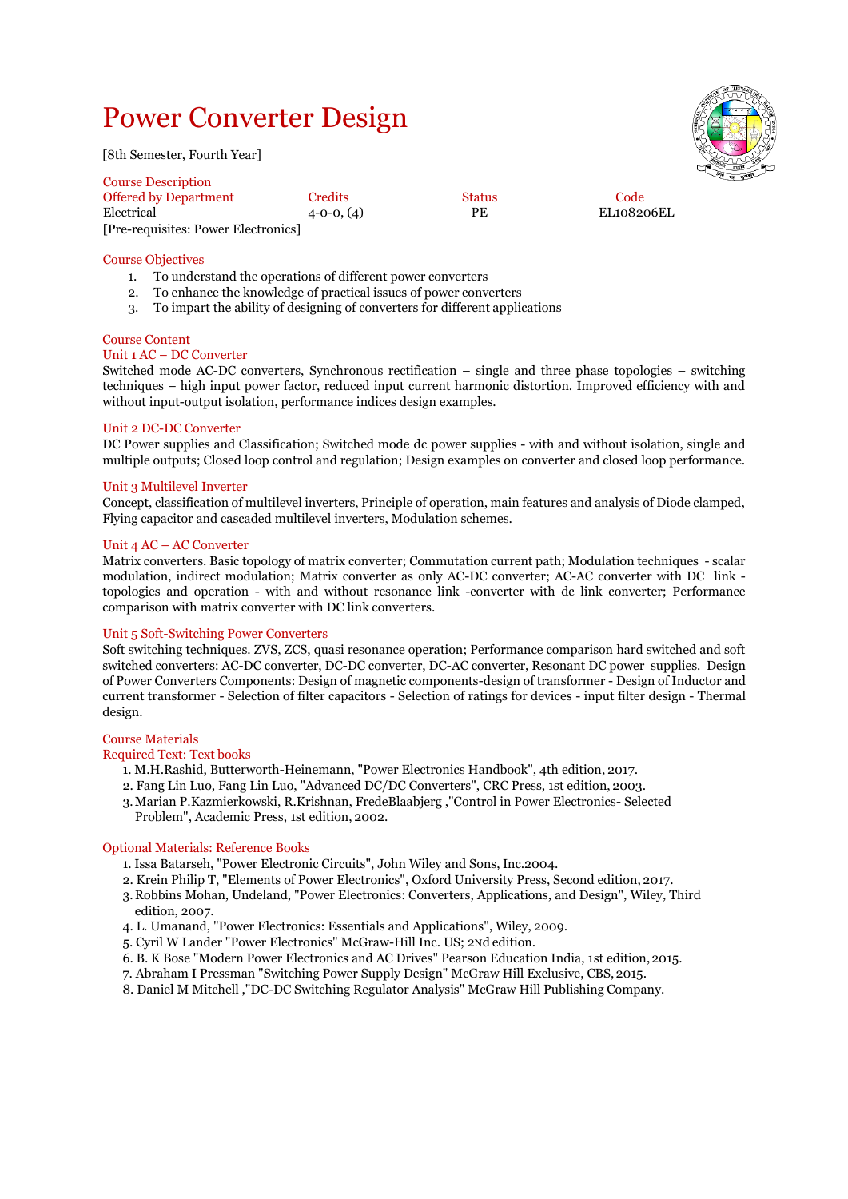# Power Converter Design

[8th Semester, Fourth Year]

## Course Description

| Offered by Department | Credits | Status | Code |
|---|---|---|---|
| Electrical | 4-0-0, (4) | PE | EL108206EL |

[Pre-requisites: Power Electronics]

## Course Objectives

1. To understand the operations of different power converters
2. To enhance the knowledge of practical issues of power converters
3. To impart the ability of designing of converters for different applications

## Course Content

### Unit 1 AC – DC Converter

Switched mode AC-DC converters, Synchronous rectification – single and three phase topologies – switching techniques – high input power factor, reduced input current harmonic distortion. Improved efficiency with and without input-output isolation, performance indices design examples.

### Unit 2 DC-DC Converter

DC Power supplies and Classification; Switched mode dc power supplies - with and without isolation, single and multiple outputs; Closed loop control and regulation; Design examples on converter and closed loop performance.

### Unit 3 Multilevel Inverter

Concept, classification of multilevel inverters, Principle of operation, main features and analysis of Diode clamped, Flying capacitor and cascaded multilevel inverters, Modulation schemes.

### Unit 4 AC – AC Converter

Matrix converters. Basic topology of matrix converter; Commutation current path; Modulation techniques - scalar modulation, indirect modulation; Matrix converter as only AC-DC converter; AC-AC converter with DC link - topologies and operation - with and without resonance link -converter with dc link converter; Performance comparison with matrix converter with DC link converters.

### Unit 5 Soft-Switching Power Converters

Soft switching techniques. ZVS, ZCS, quasi resonance operation; Performance comparison hard switched and soft switched converters: AC-DC converter, DC-DC converter, DC-AC converter, Resonant DC power supplies. Design of Power Converters Components: Design of magnetic components-design of transformer - Design of Inductor and current transformer - Selection of filter capacitors - Selection of ratings for devices - input filter design - Thermal design.

## Course Materials

### Required Text: Text books

1. M.H.Rashid, Butterworth-Heinemann, "Power Electronics Handbook", 4th edition, 2017.
2. Fang Lin Luo, Fang Lin Luo, "Advanced DC/DC Converters", CRC Press, 1st edition, 2003.
3. Marian P.Kazmierkowski, R.Krishnan, FredeBlaabjerg ,"Control in Power Electronics- Selected Problem", Academic Press, 1st edition, 2002.

### Optional Materials: Reference Books

1. Issa Batarseh, "Power Electronic Circuits", John Wiley and Sons, Inc.2004.
2. Krein Philip T, "Elements of Power Electronics", Oxford University Press, Second edition, 2017.
3. Robbins Mohan, Undeland, "Power Electronics: Converters, Applications, and Design", Wiley, Third edition, 2007.
4. L. Umanand, "Power Electronics: Essentials and Applications", Wiley, 2009.
5. Cyril W Lander "Power Electronics" McGraw-Hill Inc. US; 2ND edition.
6. B. K Bose "Modern Power Electronics and AC Drives" Pearson Education India, 1st edition, 2015.
7. Abraham I Pressman "Switching Power Supply Design" McGraw Hill Exclusive, CBS, 2015.
8. Daniel M Mitchell ,"DC-DC Switching Regulator Analysis" McGraw Hill Publishing Company.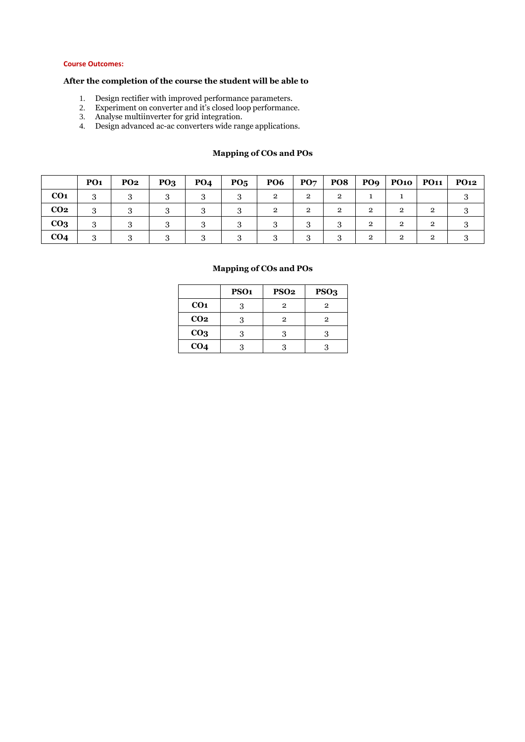**Course Outcomes:**

**After the completion of the course the student will be able to**

1. Design rectifier with improved performance parameters.
2. Experiment on converter and it's closed loop performance.
3. Analyse multiinverter for grid integration.
4. Design advanced ac-ac converters wide range applications.

**Mapping of COs and POs**

| | PO1 | PO2 | PO3 | PO4 | PO5 | PO6 | PO7 | PO8 | PO9 | PO10 | PO11 | PO12 |
|---|---|---|---|---|---|---|---|---|---|---|---|---|
| **CO1** | 3 | 3 | 3 | 3 | 3 | 2 | 2 | 2 | 1 | 1 | | 3 |
| **CO2** | 3 | 3 | 3 | 3 | 3 | 2 | 2 | 2 | 2 | 2 | 2 | 3 |
| **CO3** | 3 | 3 | 3 | 3 | 3 | 3 | 3 | 3 | 2 | 2 | 2 | 3 |
| **CO4** | 3 | 3 | 3 | 3 | 3 | 3 | 3 | 3 | 2 | 2 | 2 | 3 |

**Mapping of COs and POs**

| | PSO1 | PSO2 | PSO3 |
|---|---|---|---|
| **CO1** | 3 | 2 | 2 |
| **CO2** | 3 | 2 | 2 |
| **CO3** | 3 | 3 | 3 |
| **CO4** | 3 | 3 | 3 |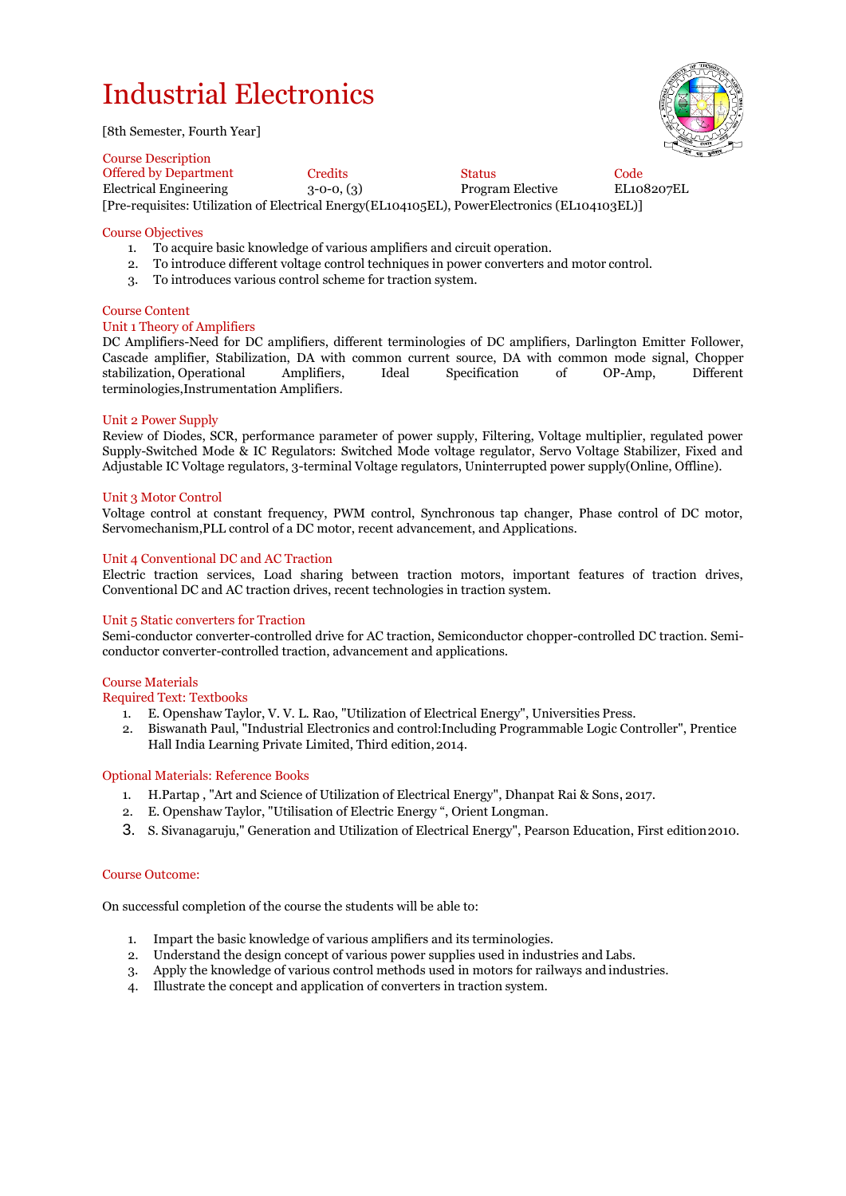# Industrial Electronics

[8th Semester, Fourth Year]

## Course Description

| Offered by Department | Credits | Status | Code |
|---|---|---|---|
| Electrical Engineering | 3-0-0, (3) | Program Elective | EL108207EL |

[Pre-requisites: Utilization of Electrical Energy(EL104105EL), PowerElectronics (EL104103EL)]

## Course Objectives

1. To acquire basic knowledge of various amplifiers and circuit operation.
2. To introduce different voltage control techniques in power converters and motor control.
3. To introduces various control scheme for traction system.

## Course Content

### Unit 1 Theory of Amplifiers

DC Amplifiers-Need for DC amplifiers, different terminologies of DC amplifiers, Darlington Emitter Follower, Cascade amplifier, Stabilization, DA with common current source, DA with common mode signal, Chopper stabilization, Operational Amplifiers, Ideal Specification of OP-Amp, Different terminologies,Instrumentation Amplifiers.

### Unit 2 Power Supply

Review of Diodes, SCR, performance parameter of power supply, Filtering, Voltage multiplier, regulated power Supply-Switched Mode & IC Regulators: Switched Mode voltage regulator, Servo Voltage Stabilizer, Fixed and Adjustable IC Voltage regulators, 3-terminal Voltage regulators, Uninterrupted power supply(Online, Offline).

### Unit 3 Motor Control

Voltage control at constant frequency, PWM control, Synchronous tap changer, Phase control of DC motor, Servomechanism,PLL control of a DC motor, recent advancement, and Applications.

### Unit 4 Conventional DC and AC Traction

Electric traction services, Load sharing between traction motors, important features of traction drives, Conventional DC and AC traction drives, recent technologies in traction system.

### Unit 5 Static converters for Traction

Semi-conductor converter-controlled drive for AC traction, Semiconductor chopper-controlled DC traction. Semi-conductor converter-controlled traction, advancement and applications.

## Course Materials

### Required Text: Textbooks

1. E. Openshaw Taylor, V. V. L. Rao, "Utilization of Electrical Energy", Universities Press.
2. Biswanath Paul, "Industrial Electronics and control:Including Programmable Logic Controller", Prentice Hall India Learning Private Limited, Third edition, 2014.

### Optional Materials: Reference Books

1. H.Partap , "Art and Science of Utilization of Electrical Energy", Dhanpat Rai & Sons, 2017.
2. E. Openshaw Taylor, "Utilisation of Electric Energy ", Orient Longman.
3. S. Sivanagaruju," Generation and Utilization of Electrical Energy", Pearson Education, First edition 2010.

## Course Outcome:

On successful completion of the course the students will be able to:

1. Impart the basic knowledge of various amplifiers and its terminologies.
2. Understand the design concept of various power supplies used in industries and Labs.
3. Apply the knowledge of various control methods used in motors for railways and industries.
4. Illustrate the concept and application of converters in traction system.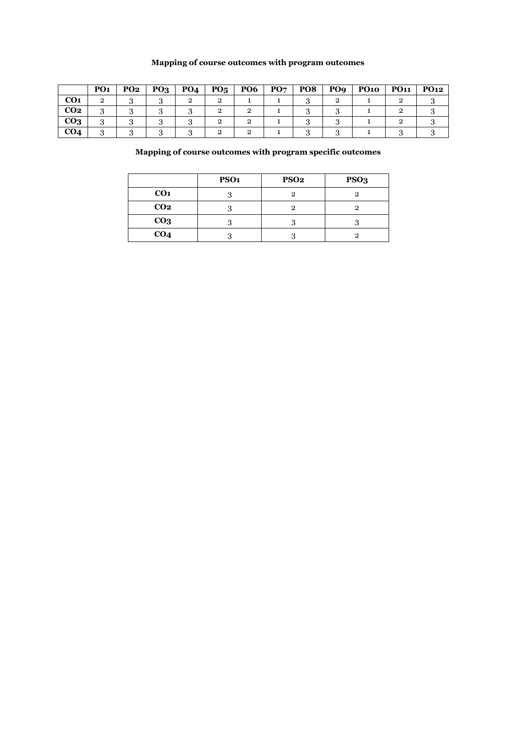**Mapping of course outcomes with program outcomes**

| | PO1 | PO2 | PO3 | PO4 | PO5 | PO6 | PO7 | PO8 | PO9 | PO10 | PO11 | PO12 |
|---|---|---|---|---|---|---|---|---|---|---|---|---|
| **CO1** | 2 | 3 | 3 | 2 | 2 | 1 | 1 | 3 | 2 | 1 | 2 | 3 |
| **CO2** | 3 | 3 | 3 | 3 | 2 | 2 | 1 | 3 | 3 | 1 | 2 | 3 |
| **CO3** | 3 | 3 | 3 | 3 | 2 | 2 | 1 | 3 | 3 | 1 | 2 | 3 |
| **CO4** | 3 | 3 | 3 | 3 | 2 | 2 | 1 | 3 | 3 | 1 | 3 | 3 |

**Mapping of course outcomes with program specific outcomes**

| | PSO1 | PSO2 | PSO3 |
|---|---|---|---|
| **CO1** | 3 | 2 | 2 |
| **CO2** | 3 | 2 | 2 |
| **CO3** | 3 | 3 | 3 |
| **CO4** | 3 | 3 | 2 |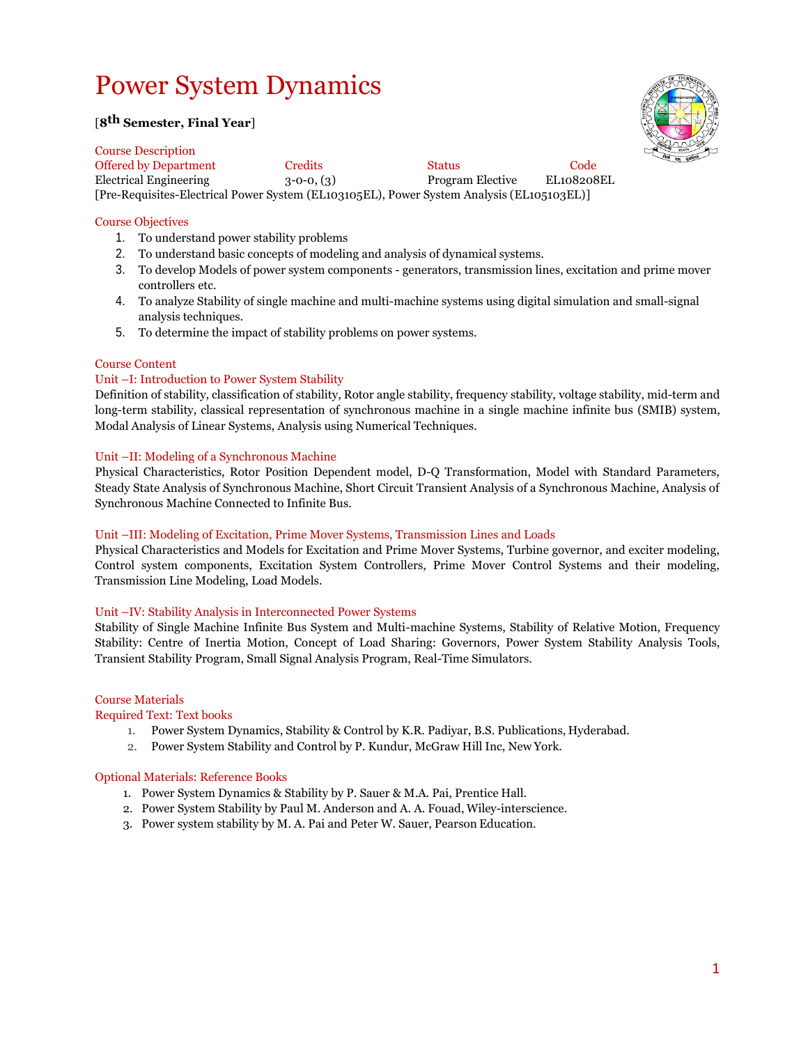# Power System Dynamics

[**8th Semester, Final Year**]

Course Description

| Offered by Department | Credits | Status | Code |
| --- | --- | --- | --- |
| Electrical Engineering | 3-0-0, (3) | Program Elective | EL108208EL |

[Pre-Requisites-Electrical Power System (EL103105EL), Power System Analysis (EL105103EL)]

## Course Objectives

1. To understand power stability problems
2. To understand basic concepts of modeling and analysis of dynamical systems.
3. To develop Models of power system components - generators, transmission lines, excitation and prime mover controllers etc.
4. To analyze Stability of single machine and multi-machine systems using digital simulation and small-signal analysis techniques.
5. To determine the impact of stability problems on power systems.

## Course Content

### Unit –I: Introduction to Power System Stability

Definition of stability, classification of stability, Rotor angle stability, frequency stability, voltage stability, mid-term and long-term stability, classical representation of synchronous machine in a single machine infinite bus (SMIB) system, Modal Analysis of Linear Systems, Analysis using Numerical Techniques.

### Unit –II: Modeling of a Synchronous Machine

Physical Characteristics, Rotor Position Dependent model, D-Q Transformation, Model with Standard Parameters, Steady State Analysis of Synchronous Machine, Short Circuit Transient Analysis of a Synchronous Machine, Analysis of Synchronous Machine Connected to Infinite Bus.

### Unit –III: Modeling of Excitation, Prime Mover Systems, Transmission Lines and Loads

Physical Characteristics and Models for Excitation and Prime Mover Systems, Turbine governor, and exciter modeling, Control system components, Excitation System Controllers, Prime Mover Control Systems and their modeling, Transmission Line Modeling, Load Models.

### Unit –IV: Stability Analysis in Interconnected Power Systems

Stability of Single Machine Infinite Bus System and Multi-machine Systems, Stability of Relative Motion, Frequency Stability: Centre of Inertia Motion, Concept of Load Sharing: Governors, Power System Stability Analysis Tools, Transient Stability Program, Small Signal Analysis Program, Real-Time Simulators.

## Course Materials

### Required Text: Text books

1. Power System Dynamics, Stability & Control by K.R. Padiyar, B.S. Publications, Hyderabad.
2. Power System Stability and Control by P. Kundur, McGraw Hill Inc, New York.

### Optional Materials: Reference Books

1. Power System Dynamics & Stability by P. Sauer & M.A. Pai, Prentice Hall.
2. Power System Stability by Paul M. Anderson and A. A. Fouad, Wiley-interscience.
3. Power system stability by M. A. Pai and Peter W. Sauer, Pearson Education.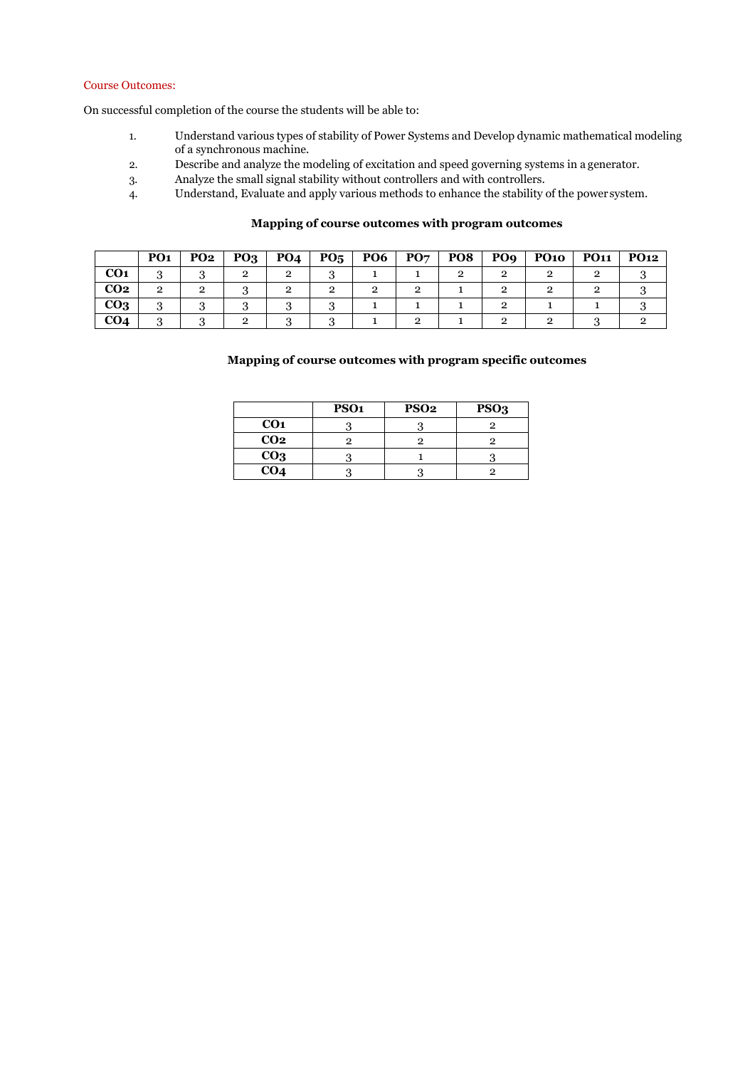Course Outcomes:

On successful completion of the course the students will be able to:

1. Understand various types of stability of Power Systems and Develop dynamic mathematical modeling of a synchronous machine.
2. Describe and analyze the modeling of excitation and speed governing systems in a generator.
3. Analyze the small signal stability without controllers and with controllers.
4. Understand, Evaluate and apply various methods to enhance the stability of the power system.

**Mapping of course outcomes with program outcomes**

| | PO1 | PO2 | PO3 | PO4 | PO5 | PO6 | PO7 | PO8 | PO9 | PO10 | PO11 | PO12 |
|---|---|---|---|---|---|---|---|---|---|---|---|---|
| **CO1** | 3 | 3 | 2 | 2 | 3 | 1 | 1 | 2 | 2 | 2 | 2 | 3 |
| **CO2** | 2 | 2 | 3 | 2 | 2 | 2 | 2 | 1 | 2 | 2 | 2 | 3 |
| **CO3** | 3 | 3 | 3 | 3 | 3 | 1 | 1 | 1 | 2 | 1 | 1 | 3 |
| **CO4** | 3 | 3 | 2 | 3 | 3 | 1 | 2 | 1 | 2 | 2 | 3 | 2 |

**Mapping of course outcomes with program specific outcomes**

| | PSO1 | PSO2 | PSO3 |
|---|---|---|---|
| **CO1** | 3 | 3 | 2 |
| **CO2** | 2 | 2 | 2 |
| **CO3** | 3 | 1 | 3 |
| **CO4** | 3 | 3 | 2 |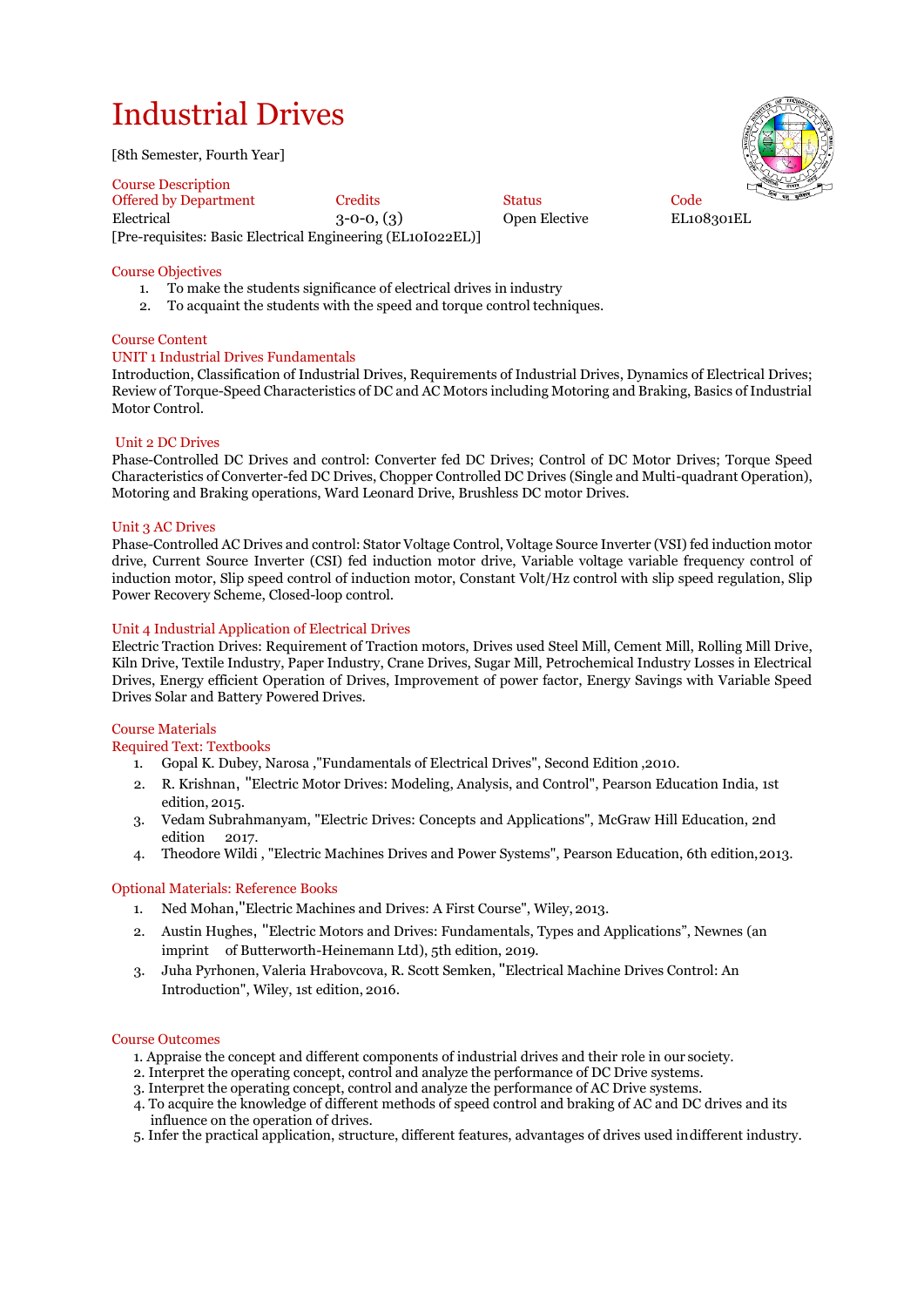# Industrial Drives

[8th Semester, Fourth Year]

**Course Description**

| Offered by Department | Credits | Status | Code |
|---|---|---|---|
| Electrical | 3-0-0, (3) | Open Elective | EL108301EL |

[Pre-requisites: Basic Electrical Engineering (EL10I022EL)]

**Course Objectives**

1. To make the students significance of electrical drives in industry
2. To acquaint the students with the speed and torque control techniques.

## Course Content

### UNIT 1 Industrial Drives Fundamentals

Introduction, Classification of Industrial Drives, Requirements of Industrial Drives, Dynamics of Electrical Drives; Review of Torque-Speed Characteristics of DC and AC Motors including Motoring and Braking, Basics of Industrial Motor Control.

### Unit 2 DC Drives

Phase-Controlled DC Drives and control: Converter fed DC Drives; Control of DC Motor Drives; Torque Speed Characteristics of Converter-fed DC Drives, Chopper Controlled DC Drives (Single and Multi-quadrant Operation), Motoring and Braking operations, Ward Leonard Drive, Brushless DC motor Drives.

### Unit 3 AC Drives

Phase-Controlled AC Drives and control: Stator Voltage Control, Voltage Source Inverter (VSI) fed induction motor drive, Current Source Inverter (CSI) fed induction motor drive, Variable voltage variable frequency control of induction motor, Slip speed control of induction motor, Constant Volt/Hz control with slip speed regulation, Slip Power Recovery Scheme, Closed-loop control.

### Unit 4 Industrial Application of Electrical Drives

Electric Traction Drives: Requirement of Traction motors, Drives used Steel Mill, Cement Mill, Rolling Mill Drive, Kiln Drive, Textile Industry, Paper Industry, Crane Drives, Sugar Mill, Petrochemical Industry Losses in Electrical Drives, Energy efficient Operation of Drives, Improvement of power factor, Energy Savings with Variable Speed Drives Solar and Battery Powered Drives.

## Course Materials

### Required Text: Textbooks

1. Gopal K. Dubey, Narosa ,"Fundamentals of Electrical Drives", Second Edition ,2010.
2. R. Krishnan, "Electric Motor Drives: Modeling, Analysis, and Control", Pearson Education India, 1st edition, 2015.
3. Vedam Subrahmanyam, "Electric Drives: Concepts and Applications", McGraw Hill Education, 2nd edition 2017.
4. Theodore Wildi , "Electric Machines Drives and Power Systems", Pearson Education, 6th edition, 2013.

### Optional Materials: Reference Books

1. Ned Mohan,"Electric Machines and Drives: A First Course", Wiley, 2013.
2. Austin Hughes, "Electric Motors and Drives: Fundamentals, Types and Applications", Newnes (an imprint of Butterworth-Heinemann Ltd), 5th edition, 2019.
3. Juha Pyrhonen, Valeria Hrabovcova, R. Scott Semken, "Electrical Machine Drives Control: An Introduction", Wiley, 1st edition, 2016.

## Course Outcomes

1. Appraise the concept and different components of industrial drives and their role in our society.
2. Interpret the operating concept, control and analyze the performance of DC Drive systems.
3. Interpret the operating concept, control and analyze the performance of AC Drive systems.
4. To acquire the knowledge of different methods of speed control and braking of AC and DC drives and its influence on the operation of drives.
5. Infer the practical application, structure, different features, advantages of drives used in different industry.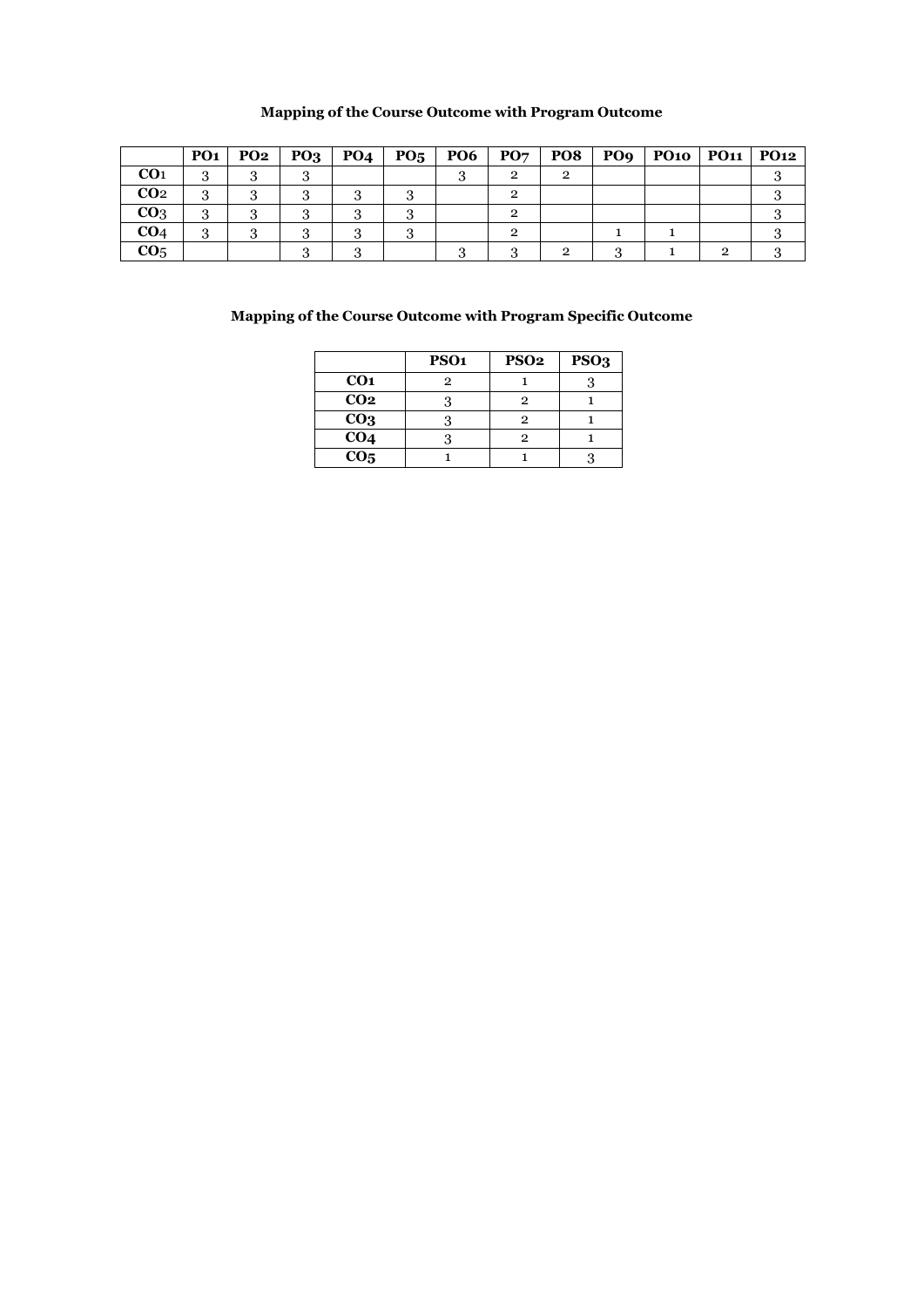### Mapping of the Course Outcome with Program Outcome

| | PO1 | PO2 | PO3 | PO4 | PO5 | PO6 | PO7 | PO8 | PO9 | PO10 | PO11 | PO12 |
|---|---|---|---|---|---|---|---|---|---|---|---|---|
| **CO1** | 3 | 3 | 3 | | | 3 | 2 | 2 | | | | 3 |
| **CO2** | 3 | 3 | 3 | 3 | 3 | | 2 | | | | | 3 |
| **CO3** | 3 | 3 | 3 | 3 | 3 | | 2 | | | | | 3 |
| **CO4** | 3 | 3 | 3 | 3 | 3 | | 2 | | 1 | 1 | | 3 |
| **CO5** | | | 3 | 3 | | 3 | 3 | 2 | 3 | 1 | 2 | 3 |

### Mapping of the Course Outcome with Program Specific Outcome

| | PSO1 | PSO2 | PSO3 |
|---|---|---|---|
| **CO1** | 2 | 1 | 3 |
| **CO2** | 3 | 2 | 1 |
| **CO3** | 3 | 2 | 1 |
| **CO4** | 3 | 2 | 1 |
| **CO5** | 1 | 1 | 3 |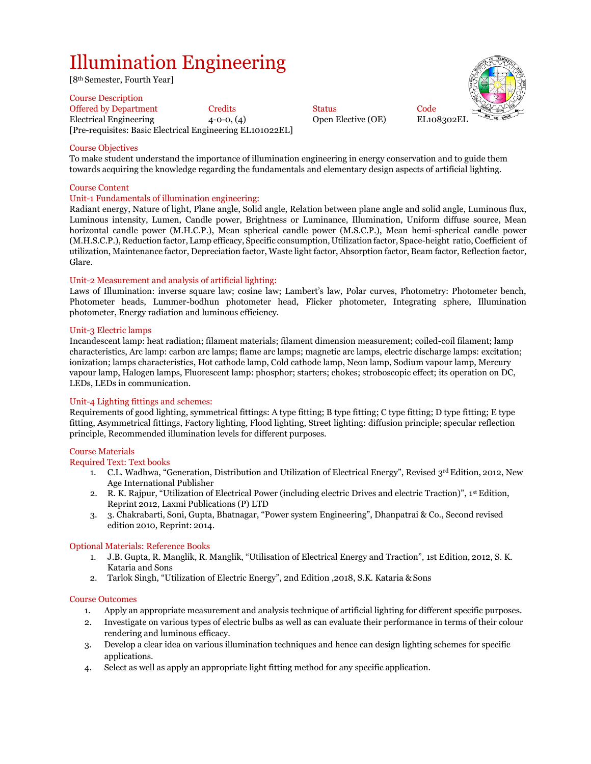# Illumination Engineering

[8th Semester, Fourth Year]

## Course Description

| Offered by Department | Credits | Status | Code |
|---|---|---|---|
| Electrical Engineering | 4-0-0, (4) | Open Elective (OE) | EL108302EL |

[Pre-requisites: Basic Electrical Engineering EL101022EL]

## Course Objectives

To make student understand the importance of illumination engineering in energy conservation and to guide them towards acquiring the knowledge regarding the fundamentals and elementary design aspects of artificial lighting.

## Course Content

### Unit-1 Fundamentals of illumination engineering:

Radiant energy, Nature of light, Plane angle, Solid angle, Relation between plane angle and solid angle, Luminous flux, Luminous intensity, Lumen, Candle power, Brightness or Luminance, Illumination, Uniform diffuse source, Mean horizontal candle power (M.H.C.P.), Mean spherical candle power (M.S.C.P.), Mean hemi-spherical candle power (M.H.S.C.P.), Reduction factor, Lamp efficacy, Specific consumption, Utilization factor, Space-height ratio, Coefficient of utilization, Maintenance factor, Depreciation factor, Waste light factor, Absorption factor, Beam factor, Reflection factor, Glare.

### Unit-2 Measurement and analysis of artificial lighting:

Laws of Illumination: inverse square law; cosine law; Lambert's law, Polar curves, Photometry: Photometer bench, Photometer heads, Lummer-bodhun photometer head, Flicker photometer, Integrating sphere, Illumination photometer, Energy radiation and luminous efficiency.

### Unit-3 Electric lamps

Incandescent lamp: heat radiation; filament materials; filament dimension measurement; coiled-coil filament; lamp characteristics, Arc lamp: carbon arc lamps; flame arc lamps; magnetic arc lamps, electric discharge lamps: excitation; ionization; lamps characteristics, Hot cathode lamp, Cold cathode lamp, Neon lamp, Sodium vapour lamp, Mercury vapour lamp, Halogen lamps, Fluorescent lamp: phosphor; starters; chokes; stroboscopic effect; its operation on DC, LEDs, LEDs in communication.

### Unit-4 Lighting fittings and schemes:

Requirements of good lighting, symmetrical fittings: A type fitting; B type fitting; C type fitting; D type fitting; E type fitting, Asymmetrical fittings, Factory lighting, Flood lighting, Street lighting: diffusion principle; specular reflection principle, Recommended illumination levels for different purposes.

## Course Materials

### Required Text: Text books

1. C.L. Wadhwa, "Generation, Distribution and Utilization of Electrical Energy", Revised 3rd Edition, 2012, New Age International Publisher
2. R. K. Rajpur, "Utilization of Electrical Power (including electric Drives and electric Traction)", 1st Edition, Reprint 2012, Laxmi Publications (P) LTD
3. 3. Chakrabarti, Soni, Gupta, Bhatnagar, "Power system Engineering", Dhanpatrai & Co., Second revised edition 2010, Reprint: 2014.

### Optional Materials: Reference Books

1. J.B. Gupta, R. Manglik, R. Manglik, "Utilisation of Electrical Energy and Traction", 1st Edition, 2012, S. K. Kataria and Sons
2. Tarlok Singh, "Utilization of Electric Energy", 2nd Edition ,2018, S.K. Kataria & Sons

## Course Outcomes

1. Apply an appropriate measurement and analysis technique of artificial lighting for different specific purposes.
2. Investigate on various types of electric bulbs as well as can evaluate their performance in terms of their colour rendering and luminous efficacy.
3. Develop a clear idea on various illumination techniques and hence can design lighting schemes for specific applications.
4. Select as well as apply an appropriate light fitting method for any specific application.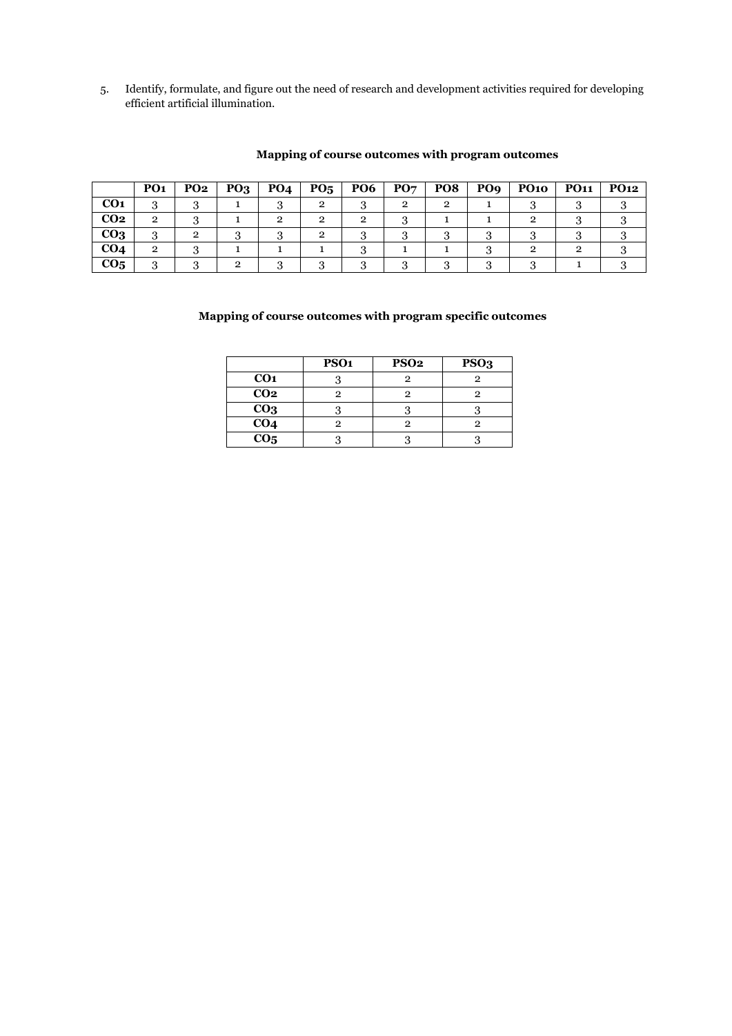5. Identify, formulate, and figure out the need of research and development activities required for developing efficient artificial illumination.

**Mapping of course outcomes with program outcomes**

| | PO1 | PO2 | PO3 | PO4 | PO5 | PO6 | PO7 | PO8 | PO9 | PO10 | PO11 | PO12 |
|---|---|---|---|---|---|---|---|---|---|---|---|---|
| **CO1** | 3 | 3 | 1 | 3 | 2 | 3 | 2 | 2 | 1 | 3 | 3 | 3 |
| **CO2** | 2 | 3 | 1 | 2 | 2 | 2 | 3 | 1 | 1 | 2 | 3 | 3 |
| **CO3** | 3 | 2 | 3 | 3 | 2 | 3 | 3 | 3 | 3 | 3 | 3 | 3 |
| **CO4** | 2 | 3 | 1 | 1 | 1 | 3 | 1 | 1 | 3 | 2 | 2 | 3 |
| **CO5** | 3 | 3 | 2 | 3 | 3 | 3 | 3 | 3 | 3 | 3 | 1 | 3 |

**Mapping of course outcomes with program specific outcomes**

| | PSO1 | PSO2 | PSO3 |
|---|---|---|---|
| **CO1** | 3 | 2 | 2 |
| **CO2** | 2 | 2 | 2 |
| **CO3** | 3 | 3 | 3 |
| **CO4** | 2 | 2 | 2 |
| **CO5** | 3 | 3 | 3 |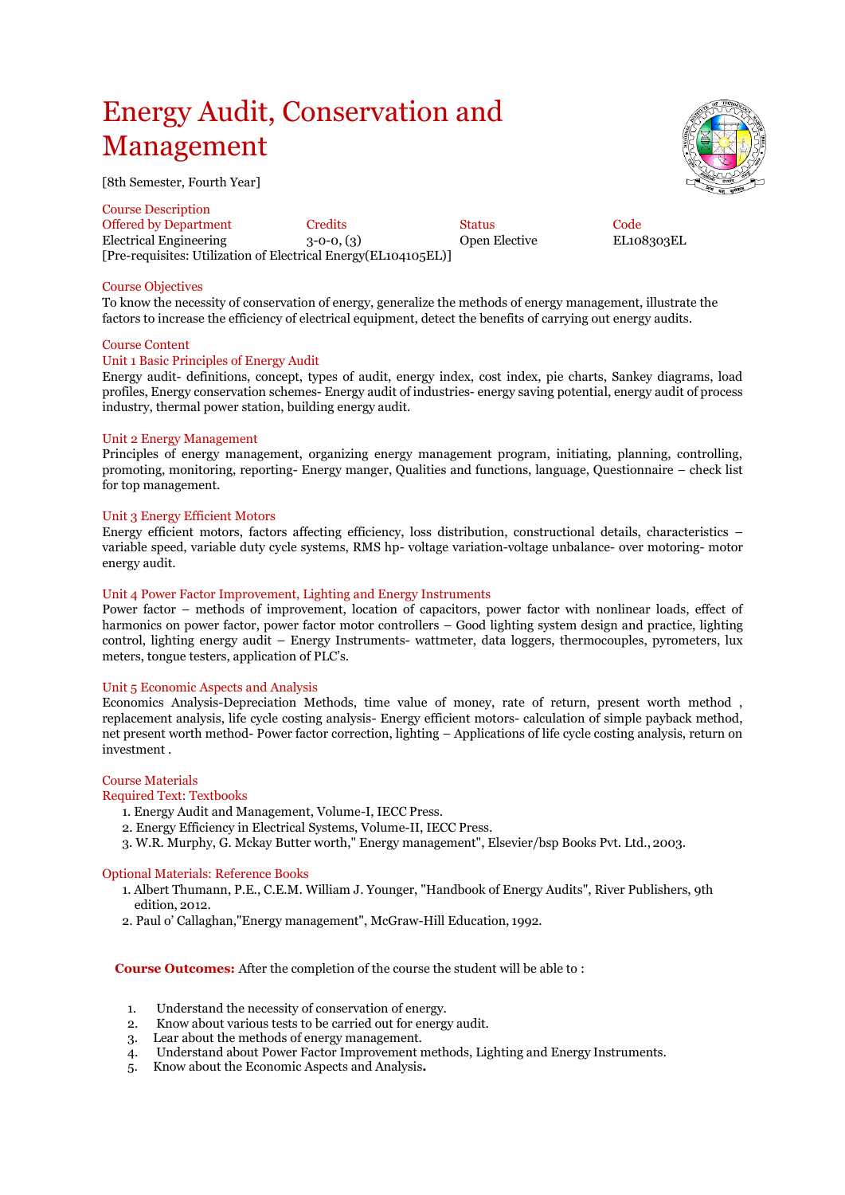# Energy Audit, Conservation and Management

[8th Semester, Fourth Year]

Course Description

| Offered by Department | Credits | Status | Code |
|---|---|---|---|
| Electrical Engineering | 3-0-0, (3) | Open Elective | EL108303EL |

[Pre-requisites: Utilization of Electrical Energy(EL104105EL)]

## Course Objectives

To know the necessity of conservation of energy, generalize the methods of energy management, illustrate the factors to increase the efficiency of electrical equipment, detect the benefits of carrying out energy audits.

## Course Content

### Unit 1 Basic Principles of Energy Audit

Energy audit- definitions, concept, types of audit, energy index, cost index, pie charts, Sankey diagrams, load profiles, Energy conservation schemes- Energy audit of industries- energy saving potential, energy audit of process industry, thermal power station, building energy audit.

### Unit 2 Energy Management

Principles of energy management, organizing energy management program, initiating, planning, controlling, promoting, monitoring, reporting- Energy manger, Qualities and functions, language, Questionnaire – check list for top management.

### Unit 3 Energy Efficient Motors

Energy efficient motors, factors affecting efficiency, loss distribution, constructional details, characteristics – variable speed, variable duty cycle systems, RMS hp- voltage variation-voltage unbalance- over motoring- motor energy audit.

### Unit 4 Power Factor Improvement, Lighting and Energy Instruments

Power factor – methods of improvement, location of capacitors, power factor with nonlinear loads, effect of harmonics on power factor, power factor motor controllers – Good lighting system design and practice, lighting control, lighting energy audit – Energy Instruments- wattmeter, data loggers, thermocouples, pyrometers, lux meters, tongue testers, application of PLC's.

### Unit 5 Economic Aspects and Analysis

Economics Analysis-Depreciation Methods, time value of money, rate of return, present worth method , replacement analysis, life cycle costing analysis- Energy efficient motors- calculation of simple payback method, net present worth method- Power factor correction, lighting – Applications of life cycle costing analysis, return on investment .

## Course Materials

### Required Text: Textbooks

1. Energy Audit and Management, Volume-I, IECC Press.
2. Energy Efficiency in Electrical Systems, Volume-II, IECC Press.
3. W.R. Murphy, G. Mckay Butter worth," Energy management", Elsevier/bsp Books Pvt. Ltd., 2003.

### Optional Materials: Reference Books

1. Albert Thumann, P.E., C.E.M. William J. Younger, "Handbook of Energy Audits", River Publishers, 9th edition, 2012.
2. Paul o' Callaghan,"Energy management", McGraw-Hill Education, 1992.

**Course Outcomes:** After the completion of the course the student will be able to :

1. Understand the necessity of conservation of energy.
2. Know about various tests to be carried out for energy audit.
3. Lear about the methods of energy management.
4. Understand about Power Factor Improvement methods, Lighting and Energy Instruments.
5. Know about the Economic Aspects and Analysis**.**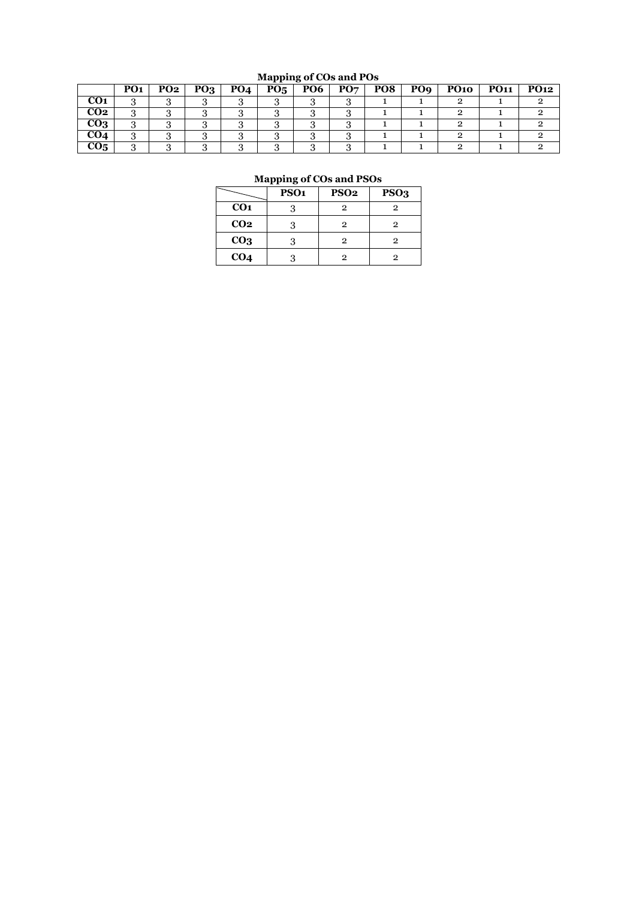**Mapping of COs and POs**

| | PO1 | PO2 | PO3 | PO4 | PO5 | PO6 | PO7 | PO8 | PO9 | PO10 | PO11 | PO12 |
|---|---|---|---|---|---|---|---|---|---|---|---|---|
| **CO1** | 3 | 3 | 3 | 3 | 3 | 3 | 3 | 1 | 1 | 2 | 1 | 2 |
| **CO2** | 3 | 3 | 3 | 3 | 3 | 3 | 3 | 1 | 1 | 2 | 1 | 2 |
| **CO3** | 3 | 3 | 3 | 3 | 3 | 3 | 3 | 1 | 1 | 2 | 1 | 2 |
| **CO4** | 3 | 3 | 3 | 3 | 3 | 3 | 3 | 1 | 1 | 2 | 1 | 2 |
| **CO5** | 3 | 3 | 3 | 3 | 3 | 3 | 3 | 1 | 1 | 2 | 1 | 2 |

**Mapping of COs and PSOs**

| | PSO1 | PSO2 | PSO3 |
|---|---|---|---|
| **CO1** | 3 | 2 | 2 |
| **CO2** | 3 | 2 | 2 |
| **CO3** | 3 | 2 | 2 |
| **CO4** | 3 | 2 | 2 |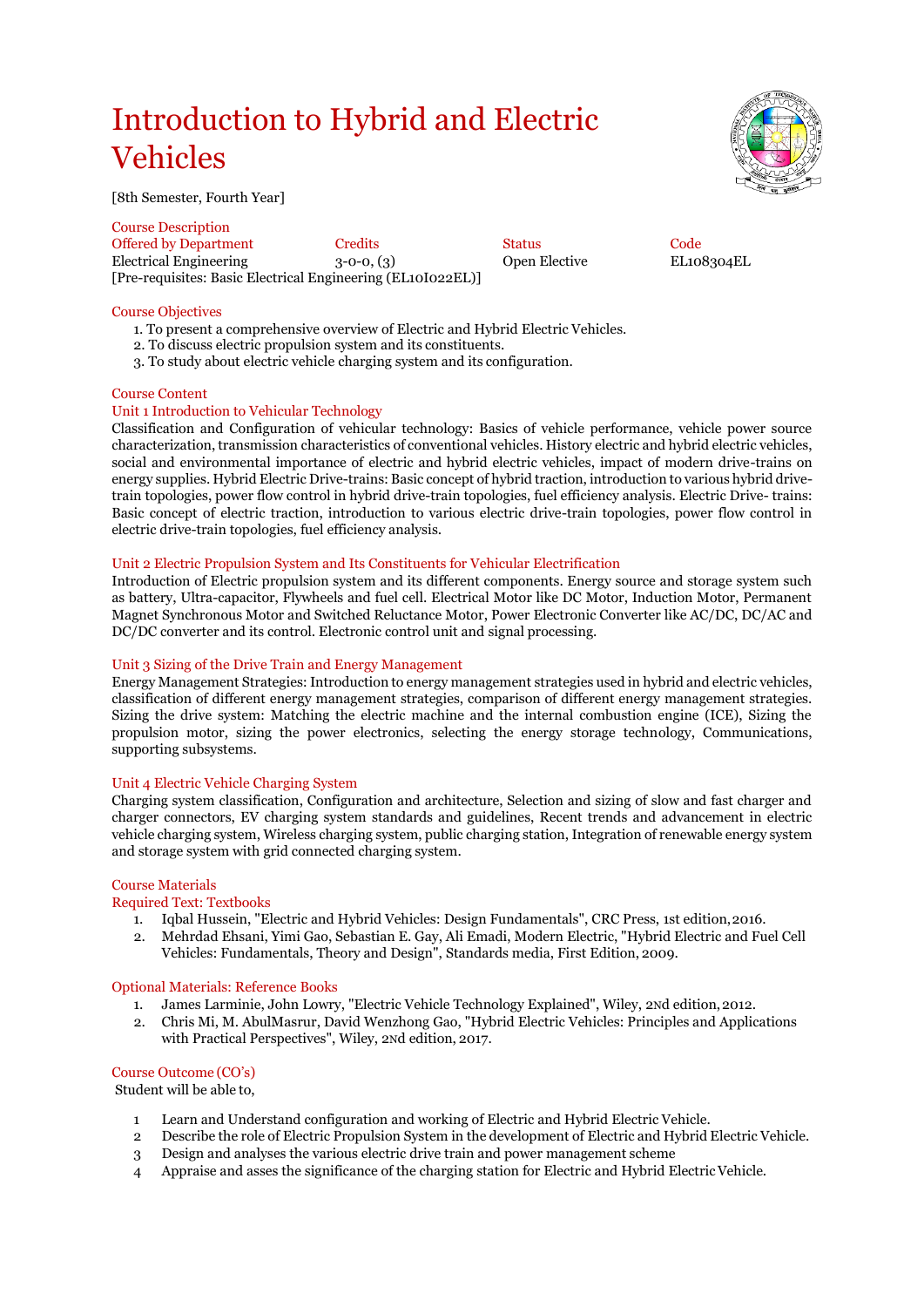# Introduction to Hybrid and Electric Vehicles

[8th Semester, Fourth Year]

## Course Description

| Offered by Department | Credits | Status | Code |
|---|---|---|---|
| Electrical Engineering | 3-0-0, (3) | Open Elective | EL108304EL |

[Pre-requisites: Basic Electrical Engineering (EL10I022EL)]

## Course Objectives

1. To present a comprehensive overview of Electric and Hybrid Electric Vehicles.
2. To discuss electric propulsion system and its constituents.
3. To study about electric vehicle charging system and its configuration.

## Course Content

### Unit 1 Introduction to Vehicular Technology

Classification and Configuration of vehicular technology: Basics of vehicle performance, vehicle power source characterization, transmission characteristics of conventional vehicles. History electric and hybrid electric vehicles, social and environmental importance of electric and hybrid electric vehicles, impact of modern drive-trains on energy supplies. Hybrid Electric Drive-trains: Basic concept of hybrid traction, introduction to various hybrid drive-train topologies, power flow control in hybrid drive-train topologies, fuel efficiency analysis. Electric Drive- trains: Basic concept of electric traction, introduction to various electric drive-train topologies, power flow control in electric drive-train topologies, fuel efficiency analysis.

### Unit 2 Electric Propulsion System and Its Constituents for Vehicular Electrification

Introduction of Electric propulsion system and its different components. Energy source and storage system such as battery, Ultra-capacitor, Flywheels and fuel cell. Electrical Motor like DC Motor, Induction Motor, Permanent Magnet Synchronous Motor and Switched Reluctance Motor, Power Electronic Converter like AC/DC, DC/AC and DC/DC converter and its control. Electronic control unit and signal processing.

### Unit 3 Sizing of the Drive Train and Energy Management

Energy Management Strategies: Introduction to energy management strategies used in hybrid and electric vehicles, classification of different energy management strategies, comparison of different energy management strategies. Sizing the drive system: Matching the electric machine and the internal combustion engine (ICE), Sizing the propulsion motor, sizing the power electronics, selecting the energy storage technology, Communications, supporting subsystems.

### Unit 4 Electric Vehicle Charging System

Charging system classification, Configuration and architecture, Selection and sizing of slow and fast charger and charger connectors, EV charging system standards and guidelines, Recent trends and advancement in electric vehicle charging system, Wireless charging system, public charging station, Integration of renewable energy system and storage system with grid connected charging system.

## Course Materials

### Required Text: Textbooks

1. Iqbal Hussein, "Electric and Hybrid Vehicles: Design Fundamentals", CRC Press, 1st edition, 2016.
2. Mehrdad Ehsani, Yimi Gao, Sebastian E. Gay, Ali Emadi, Modern Electric, "Hybrid Electric and Fuel Cell Vehicles: Fundamentals, Theory and Design", Standards media, First Edition, 2009.

### Optional Materials: Reference Books

1. James Larminie, John Lowry, "Electric Vehicle Technology Explained", Wiley, 2Nd edition, 2012.
2. Chris Mi, M. AbulMasrur, David Wenzhong Gao, "Hybrid Electric Vehicles: Principles and Applications with Practical Perspectives", Wiley, 2Nd edition, 2017.

## Course Outcome (CO's)

Student will be able to,

1. Learn and Understand configuration and working of Electric and Hybrid Electric Vehicle.
2. Describe the role of Electric Propulsion System in the development of Electric and Hybrid Electric Vehicle.
3. Design and analyses the various electric drive train and power management scheme
4. Appraise and asses the significance of the charging station for Electric and Hybrid Electric Vehicle.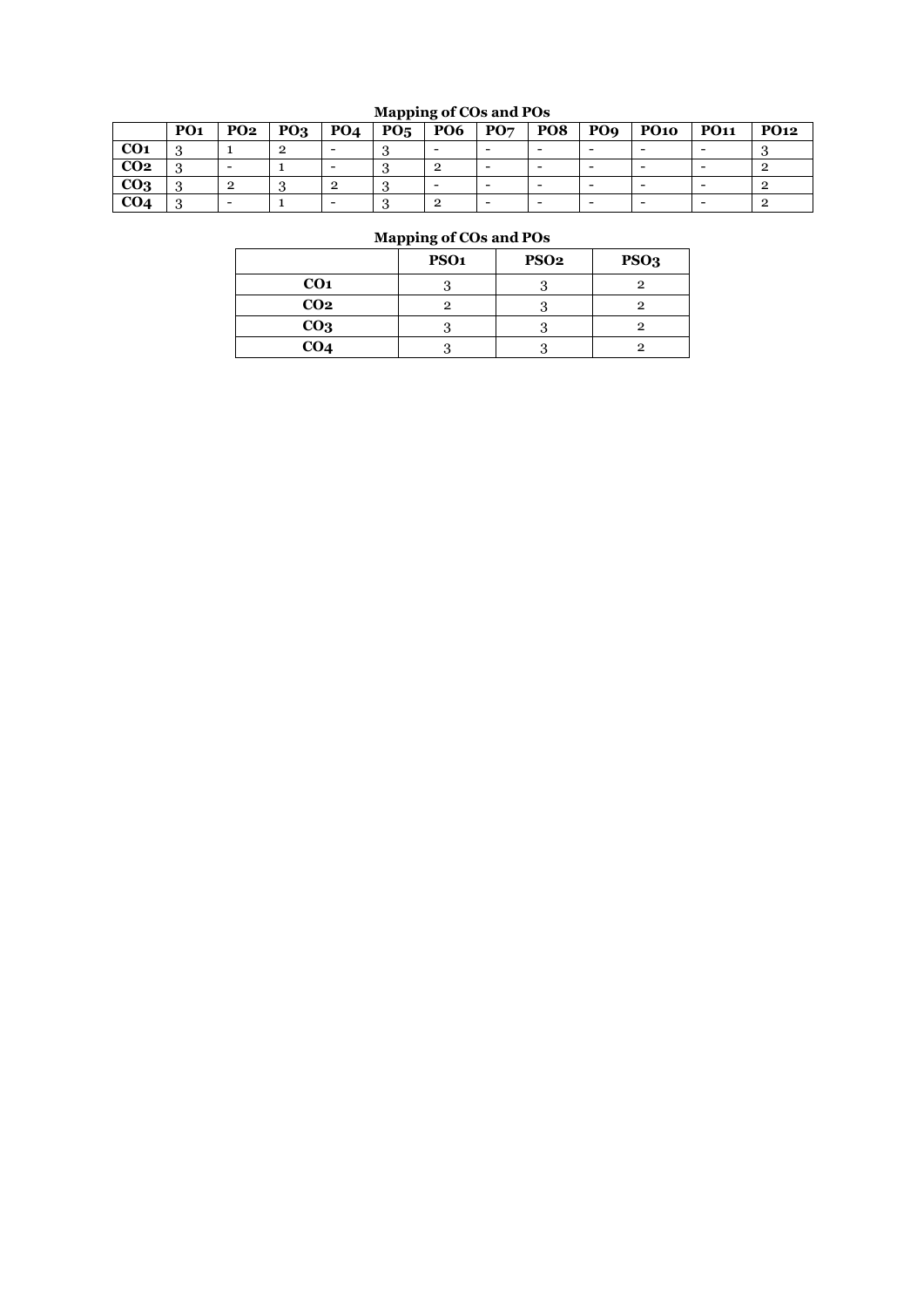**Mapping of COs and POs**

| | PO1 | PO2 | PO3 | PO4 | PO5 | PO6 | PO7 | PO8 | PO9 | PO10 | PO11 | PO12 |
|---|---|---|---|---|---|---|---|---|---|---|---|---|
| **CO1** | 3 | 1 | 2 | - | 3 | - | - | - | - | - | - | 3 |
| **CO2** | 3 | - | 1 | - | 3 | 2 | - | - | - | - | - | 2 |
| **CO3** | 3 | 2 | 3 | 2 | 3 | - | - | - | - | - | - | 2 |
| **CO4** | 3 | - | 1 | - | 3 | 2 | - | - | - | - | - | 2 |

**Mapping of COs and POs**

| | PSO1 | PSO2 | PSO3 |
|---|---|---|---|
| **CO1** | 3 | 3 | 2 |
| **CO2** | 2 | 3 | 2 |
| **CO3** | 3 | 3 | 2 |
| **CO4** | 3 | 3 | 2 |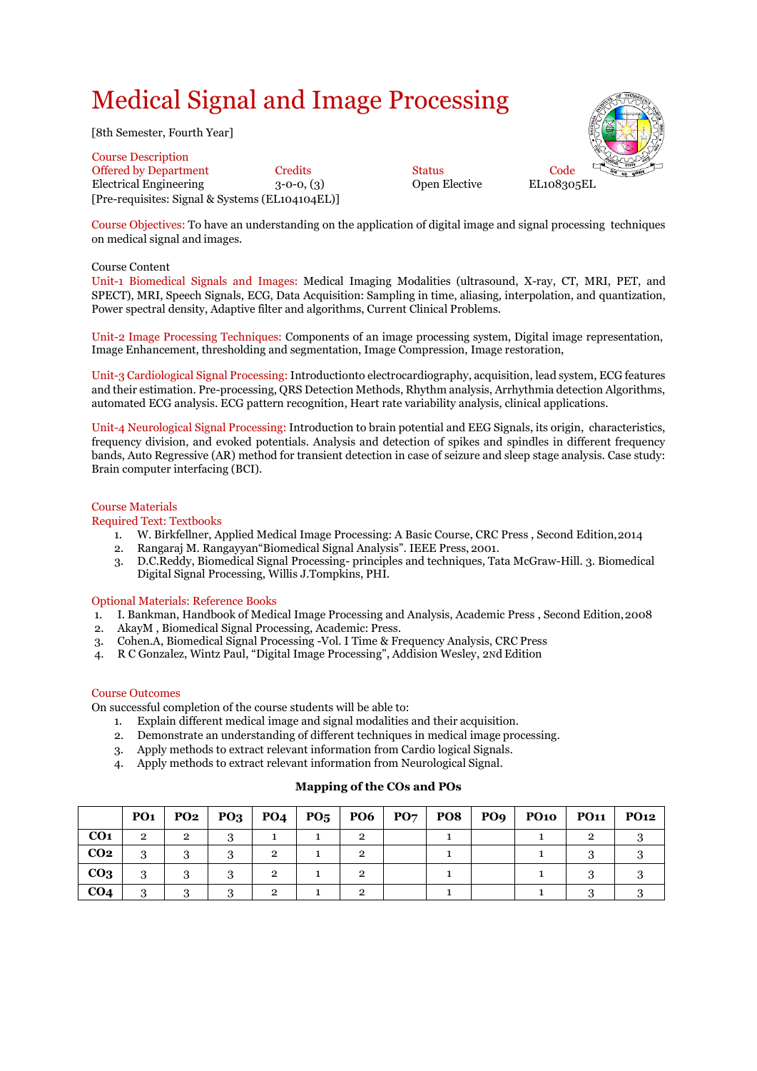# Medical Signal and Image Processing

[8th Semester, Fourth Year]

Course Description

| Offered by Department | Credits | Status | Code |
|---|---|---|---|
| Electrical Engineering | 3-0-0, (3) | Open Elective | EL108305EL |

[Pre-requisites: Signal & Systems (EL104104EL)]

Course Objectives: To have an understanding on the application of digital image and signal processing techniques on medical signal and images.

Course Content

Unit-1 Biomedical Signals and Images: Medical Imaging Modalities (ultrasound, X-ray, CT, MRI, PET, and SPECT), MRI, Speech Signals, ECG, Data Acquisition: Sampling in time, aliasing, interpolation, and quantization, Power spectral density, Adaptive filter and algorithms, Current Clinical Problems.

Unit-2 Image Processing Techniques: Components of an image processing system, Digital image representation, Image Enhancement, thresholding and segmentation, Image Compression, Image restoration,

Unit-3 Cardiological Signal Processing: Introductionto electrocardiography, acquisition, lead system, ECG features and their estimation. Pre-processing, QRS Detection Methods, Rhythm analysis, Arrhythmia detection Algorithms, automated ECG analysis. ECG pattern recognition, Heart rate variability analysis, clinical applications.

Unit-4 Neurological Signal Processing: Introduction to brain potential and EEG Signals, its origin, characteristics, frequency division, and evoked potentials. Analysis and detection of spikes and spindles in different frequency bands, Auto Regressive (AR) method for transient detection in case of seizure and sleep stage analysis. Case study: Brain computer interfacing (BCI).

Course Materials

Required Text: Textbooks

1. W. Birkfellner, Applied Medical Image Processing: A Basic Course, CRC Press , Second Edition, 2014
2. Rangaraj M. Rangayyan"Biomedical Signal Analysis". IEEE Press, 2001.
3. D.C.Reddy, Biomedical Signal Processing- principles and techniques, Tata McGraw-Hill. 3. Biomedical Digital Signal Processing, Willis J.Tompkins, PHI.

Optional Materials: Reference Books

1. I. Bankman, Handbook of Medical Image Processing and Analysis, Academic Press , Second Edition, 2008
2. AkayM , Biomedical Signal Processing, Academic: Press.
3. Cohen.A, Biomedical Signal Processing -Vol. I Time & Frequency Analysis, CRC Press
4. R C Gonzalez, Wintz Paul, "Digital Image Processing", Addision Wesley, 2Nd Edition

Course Outcomes

On successful completion of the course students will be able to:

1. Explain different medical image and signal modalities and their acquisition.
2. Demonstrate an understanding of different techniques in medical image processing.
3. Apply methods to extract relevant information from Cardio logical Signals.
4. Apply methods to extract relevant information from Neurological Signal.

**Mapping of the COs and POs**

| | PO1 | PO2 | PO3 | PO4 | PO5 | PO6 | PO7 | PO8 | PO9 | PO10 | PO11 | PO12 |
|---|---|---|---|---|---|---|---|---|---|---|---|---|
| CO1 | 2 | 2 | 3 | 1 | 1 | 2 | | 1 | | 1 | 2 | 3 |
| CO2 | 3 | 3 | 3 | 2 | 1 | 2 | | 1 | | 1 | 3 | 3 |
| CO3 | 3 | 3 | 3 | 2 | 1 | 2 | | 1 | | 1 | 3 | 3 |
| CO4 | 3 | 3 | 3 | 2 | 1 | 2 | | 1 | | 1 | 3 | 3 |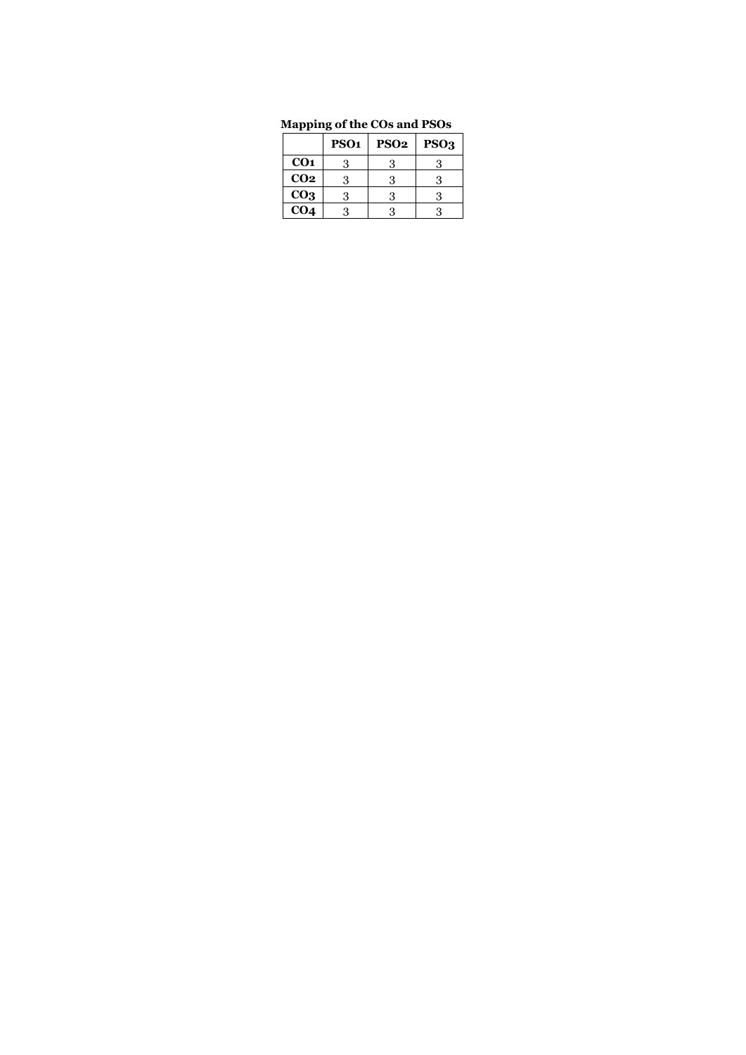**Mapping of the COs and PSOs**

| | PSO1 | PSO2 | PSO3 |
|---|---|---|---|
| **CO1** | 3 | 3 | 3 |
| **CO2** | 3 | 3 | 3 |
| **CO3** | 3 | 3 | 3 |
| **CO4** | 3 | 3 | 3 |